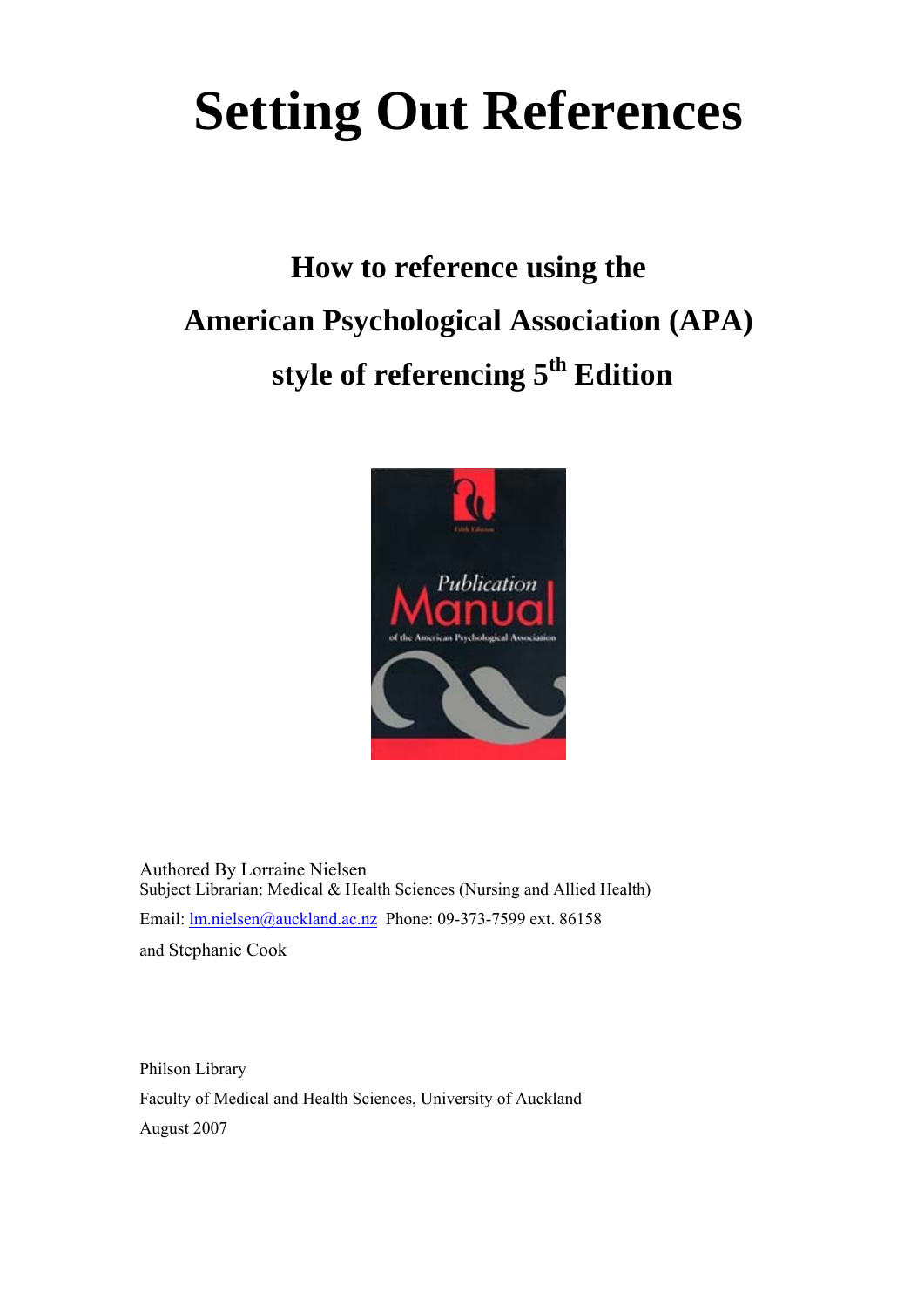# Setting Out References

## How to reference using the American Psychological Association (APA) style of referencing 5th Edition

Authored By Lorraine Nielsen
Subject Librarian: Medical & Health Sciences (Nursing and Allied Health)

Email: lm.nielsen@auckland.ac.nz Phone: 09-373-7599 ext. 86158

and Stephanie Cook

Philson Library

Faculty of Medical and Health Sciences, University of Auckland

August 2007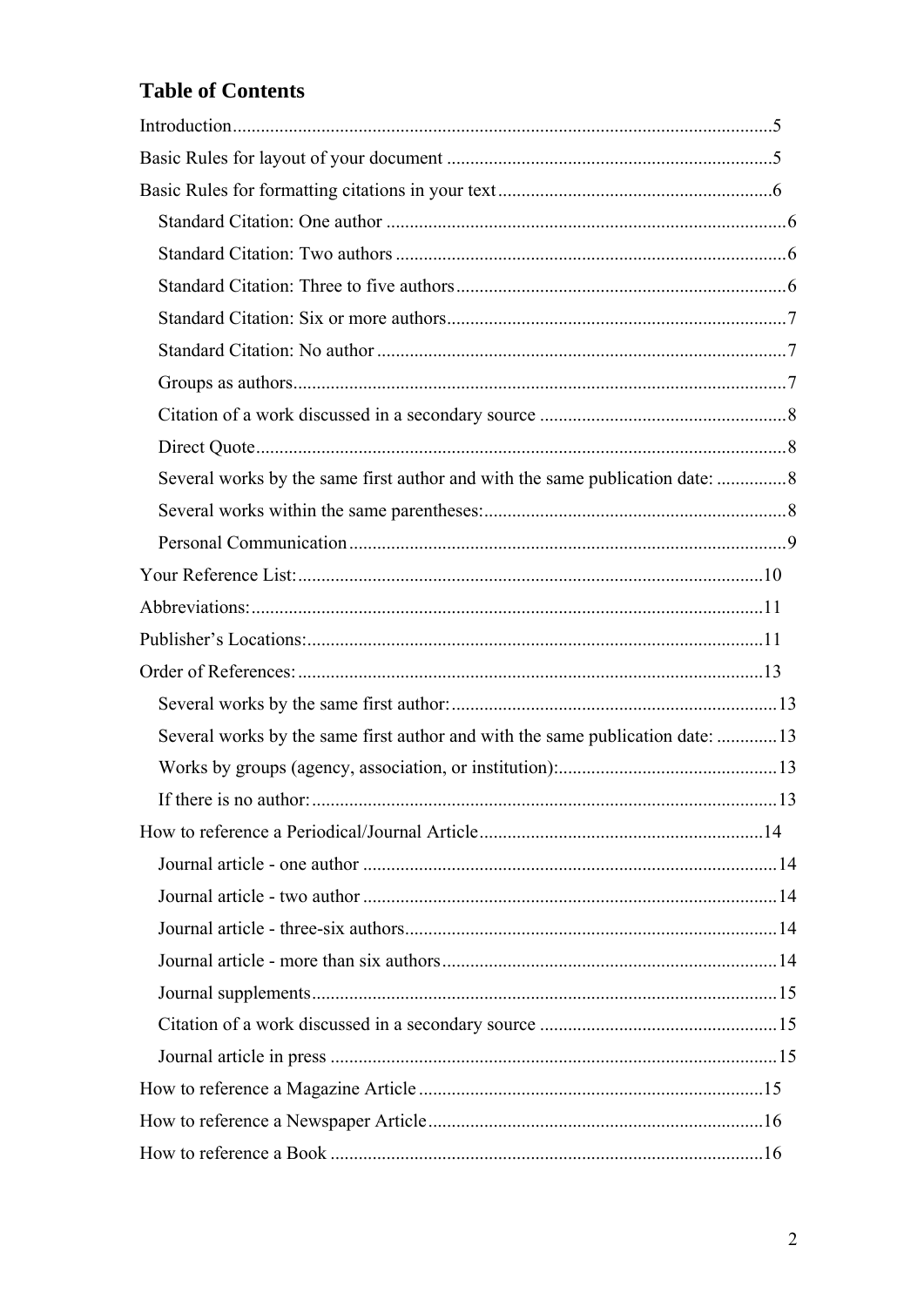# Table of Contents

Introduction....5

Basic Rules for layout of your document....5

Basic Rules for formatting citations in your text....6

- Standard Citation: One author....6
- Standard Citation: Two authors....6
- Standard Citation: Three to five authors....6
- Standard Citation: Six or more authors....7
- Standard Citation: No author....7
- Groups as authors....7
- Citation of a work discussed in a secondary source....8
- Direct Quote....8
- Several works by the same first author and with the same publication date:....8
- Several works within the same parentheses:....8
- Personal Communication....9

Your Reference List:....10

Abbreviations:....11

Publisher's Locations:....11

Order of References:....13

- Several works by the same first author:....13
- Several works by the same first author and with the same publication date:....13
- Works by groups (agency, association, or institution):....13
- If there is no author:....13

How to reference a Periodical/Journal Article....14

- Journal article - one author....14
- Journal article - two author....14
- Journal article - three-six authors....14
- Journal article - more than six authors....14
- Journal supplements....15
- Citation of a work discussed in a secondary source....15
- Journal article in press....15

How to reference a Magazine Article....15

How to reference a Newspaper Article....16

How to reference a Book....16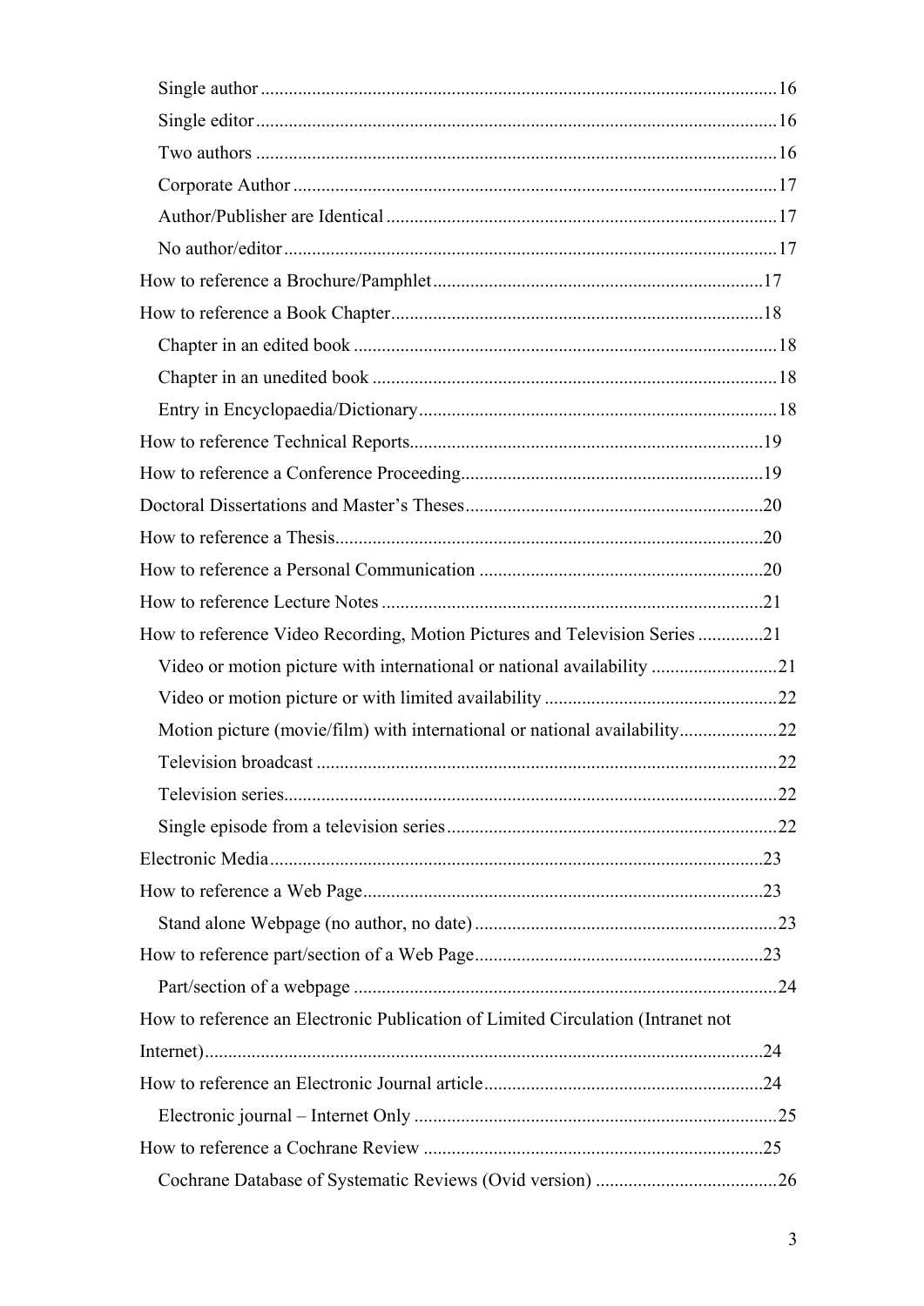- Single author ............................................................................................................16
- Single editor ..............................................................................................................16
- Two authors ..............................................................................................................16
- Corporate Author .......................................................................................................17
- Author/Publisher are Identical ...................................................................................17
- No author/editor .........................................................................................................17

How to reference a Brochure/Pamphlet .......................................................................17

How to reference a Book Chapter ................................................................................18

- Chapter in an edited book ..........................................................................................18
- Chapter in an unedited book ......................................................................................18
- Entry in Encyclopaedia/Dictionary ............................................................................18

How to reference Technical Reports ............................................................................19

How to reference a Conference Proceeding .................................................................19

Doctoral Dissertations and Master's Theses ................................................................20

How to reference a Thesis ............................................................................................20

How to reference a Personal Communication .............................................................20

How to reference Lecture Notes ..................................................................................21

How to reference Video Recording, Motion Pictures and Television Series ..............21

- Video or motion picture with international or national availability ...........................21
- Video or motion picture or with limited availability ..................................................22
- Motion picture (movie/film) with international or national availability .....................22
- Television broadcast ..................................................................................................22
- Television series.........................................................................................................22
- Single episode from a television series ......................................................................22

Electronic Media ..........................................................................................................23

How to reference a Web Page ......................................................................................23

- Stand alone Webpage (no author, no date) ................................................................23

How to reference part/section of a Web Page ..............................................................23

- Part/section of a webpage ..........................................................................................24

How to reference an Electronic Publication of Limited Circulation (Intranet not Internet) ........................................................................................................................24

How to reference an Electronic Journal article ............................................................24

- Electronic journal – Internet Only .............................................................................25

How to reference a Cochrane Review .........................................................................25

- Cochrane Database of Systematic Reviews (Ovid version) .......................................26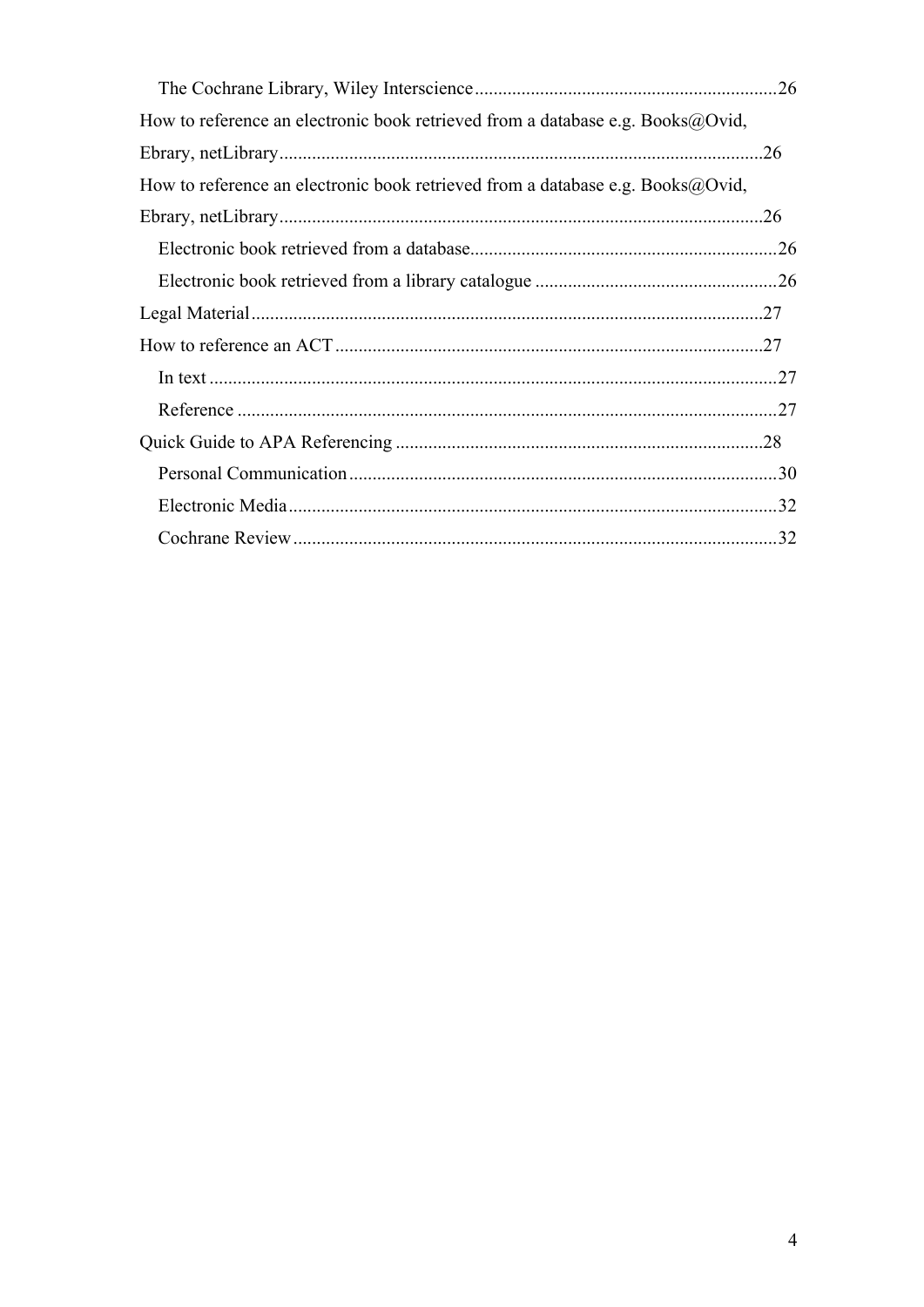- The Cochrane Library, Wiley Interscience ........................................................................26

How to reference an electronic book retrieved from a database e.g. Books@Ovid, Ebrary, netLibrary ........................................................................................................26

How to reference an electronic book retrieved from a database e.g. Books@Ovid, Ebrary, netLibrary ........................................................................................................26

- Electronic book retrieved from a database ........................................................................26
- Electronic book retrieved from a library catalogue ..........................................................26

Legal Material ........................................................................................................27

How to reference an ACT ........................................................................................................27

- In text ........................................................................................................27
- Reference ........................................................................................................27

Quick Guide to APA Referencing ........................................................................................................28

- Personal Communication ........................................................................................................30
- Electronic Media ........................................................................................................32
- Cochrane Review ........................................................................................................32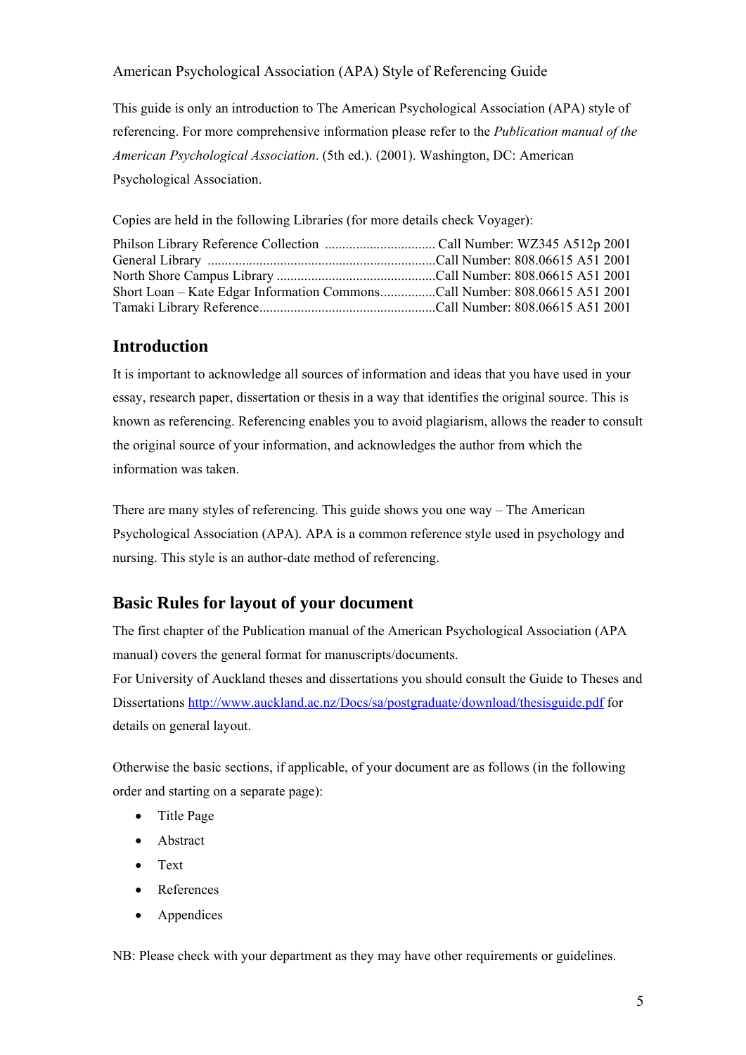American Psychological Association (APA) Style of Referencing Guide

This guide is only an introduction to The American Psychological Association (APA) style of referencing. For more comprehensive information please refer to the *Publication manual of the American Psychological Association*. (5th ed.). (2001). Washington, DC: American Psychological Association.

Copies are held in the following Libraries (for more details check Voyager):

Philson Library Reference Collection ................................ Call Number: WZ345 A512p 2001
General Library ..................................................................Call Number: 808.06615 A51 2001
North Shore Campus Library ..............................................Call Number: 808.06615 A51 2001
Short Loan – Kate Edgar Information Commons................Call Number: 808.06615 A51 2001
Tamaki Library Reference...................................................Call Number: 808.06615 A51 2001

## Introduction

It is important to acknowledge all sources of information and ideas that you have used in your essay, research paper, dissertation or thesis in a way that identifies the original source. This is known as referencing. Referencing enables you to avoid plagiarism, allows the reader to consult the original source of your information, and acknowledges the author from which the information was taken.

There are many styles of referencing. This guide shows you one way – The American Psychological Association (APA). APA is a common reference style used in psychology and nursing. This style is an author-date method of referencing.

## Basic Rules for layout of your document

The first chapter of the Publication manual of the American Psychological Association (APA manual) covers the general format for manuscripts/documents.
For University of Auckland theses and dissertations you should consult the Guide to Theses and Dissertations http://www.auckland.ac.nz/Docs/sa/postgraduate/download/thesisguide.pdf for details on general layout.

Otherwise the basic sections, if applicable, of your document are as follows (in the following order and starting on a separate page):

- Title Page
- Abstract
- Text
- References
- Appendices

NB: Please check with your department as they may have other requirements or guidelines.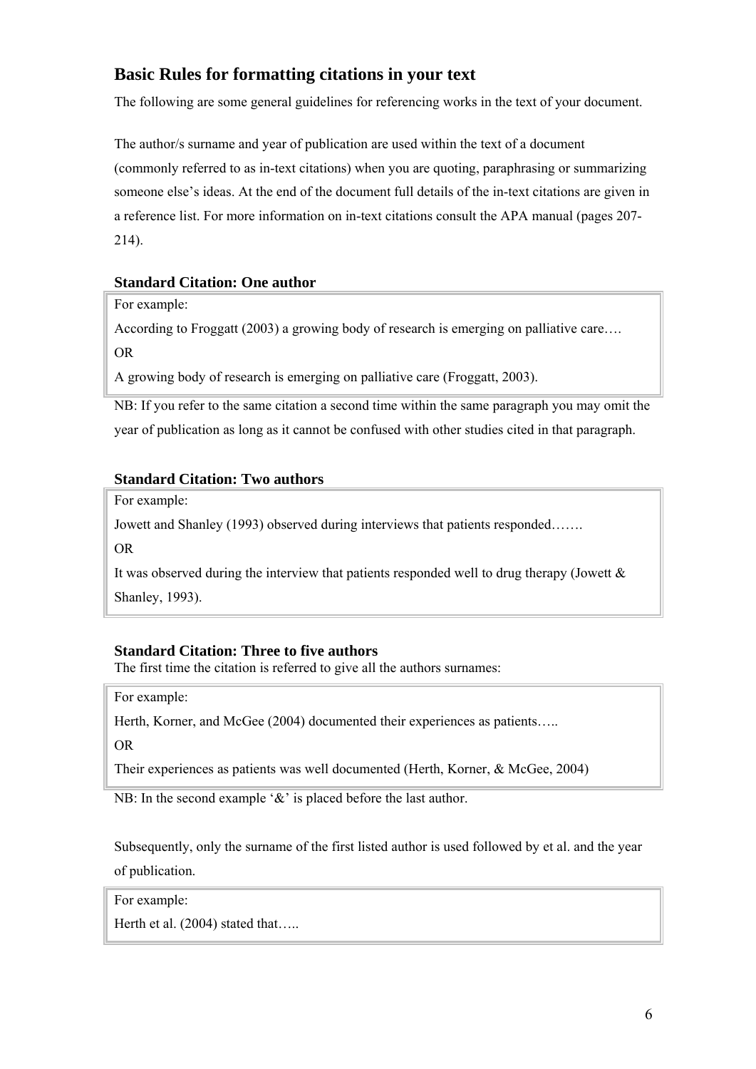## Basic Rules for formatting citations in your text

The following are some general guidelines for referencing works in the text of your document.

The author/s surname and year of publication are used within the text of a document (commonly referred to as in-text citations) when you are quoting, paraphrasing or summarizing someone else's ideas. At the end of the document full details of the in-text citations are given in a reference list. For more information on in-text citations consult the APA manual (pages 207-214).

### Standard Citation: One author

For example:

According to Froggatt (2003) a growing body of research is emerging on palliative care….

OR

A growing body of research is emerging on palliative care (Froggatt, 2003).

NB: If you refer to the same citation a second time within the same paragraph you may omit the year of publication as long as it cannot be confused with other studies cited in that paragraph.

### Standard Citation: Two authors

For example:

Jowett and Shanley (1993) observed during interviews that patients responded…….

OR

It was observed during the interview that patients responded well to drug therapy (Jowett & Shanley, 1993).

### Standard Citation: Three to five authors

The first time the citation is referred to give all the authors surnames:

For example:

Herth, Korner, and McGee (2004) documented their experiences as patients…..

OR

Their experiences as patients was well documented (Herth, Korner, & McGee, 2004)

NB: In the second example '&' is placed before the last author.

Subsequently, only the surname of the first listed author is used followed by et al. and the year of publication.

For example:

Herth et al. (2004) stated that…..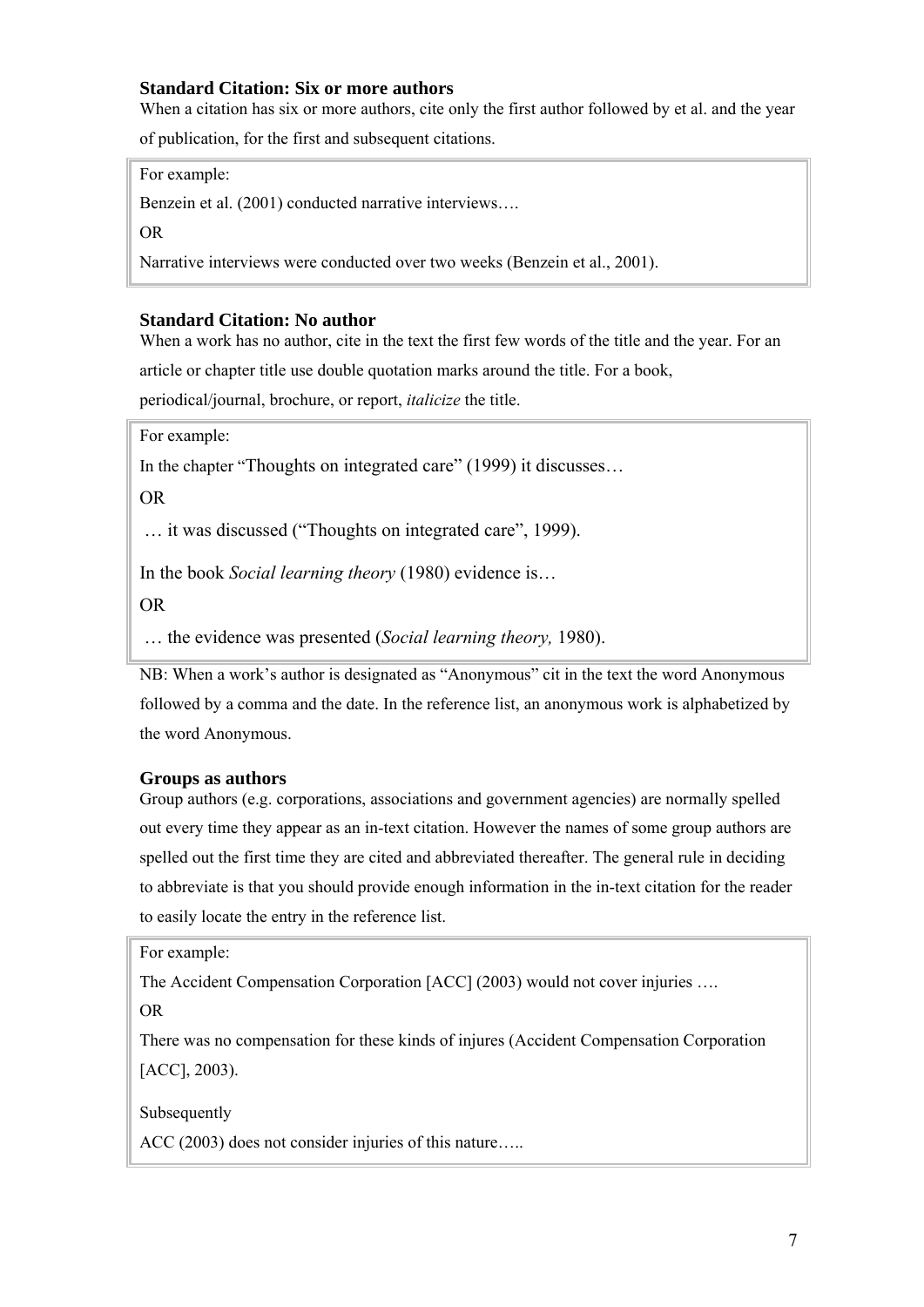### Standard Citation: Six or more authors

When a citation has six or more authors, cite only the first author followed by et al. and the year of publication, for the first and subsequent citations.

> For example:
>
> Benzein et al. (2001) conducted narrative interviews….
>
> OR
>
> Narrative interviews were conducted over two weeks (Benzein et al., 2001).

### Standard Citation: No author

When a work has no author, cite in the text the first few words of the title and the year. For an article or chapter title use double quotation marks around the title. For a book, periodical/journal, brochure, or report, *italicize* the title.

> For example:
>
> In the chapter "Thoughts on integrated care" (1999) it discusses…
>
> OR
>
> … it was discussed ("Thoughts on integrated care", 1999).
>
> In the book *Social learning theory* (1980) evidence is…
>
> OR
>
> … the evidence was presented (*Social learning theory,* 1980).

NB: When a work's author is designated as "Anonymous" cit in the text the word Anonymous followed by a comma and the date. In the reference list, an anonymous work is alphabetized by the word Anonymous.

### Groups as authors

Group authors (e.g. corporations, associations and government agencies) are normally spelled out every time they appear as an in-text citation. However the names of some group authors are spelled out the first time they are cited and abbreviated thereafter. The general rule in deciding to abbreviate is that you should provide enough information in the in-text citation for the reader to easily locate the entry in the reference list.

> For example:
>
> The Accident Compensation Corporation [ACC] (2003) would not cover injuries ….
>
> OR
>
> There was no compensation for these kinds of injures (Accident Compensation Corporation [ACC], 2003).
>
> Subsequently
>
> ACC (2003) does not consider injuries of this nature…..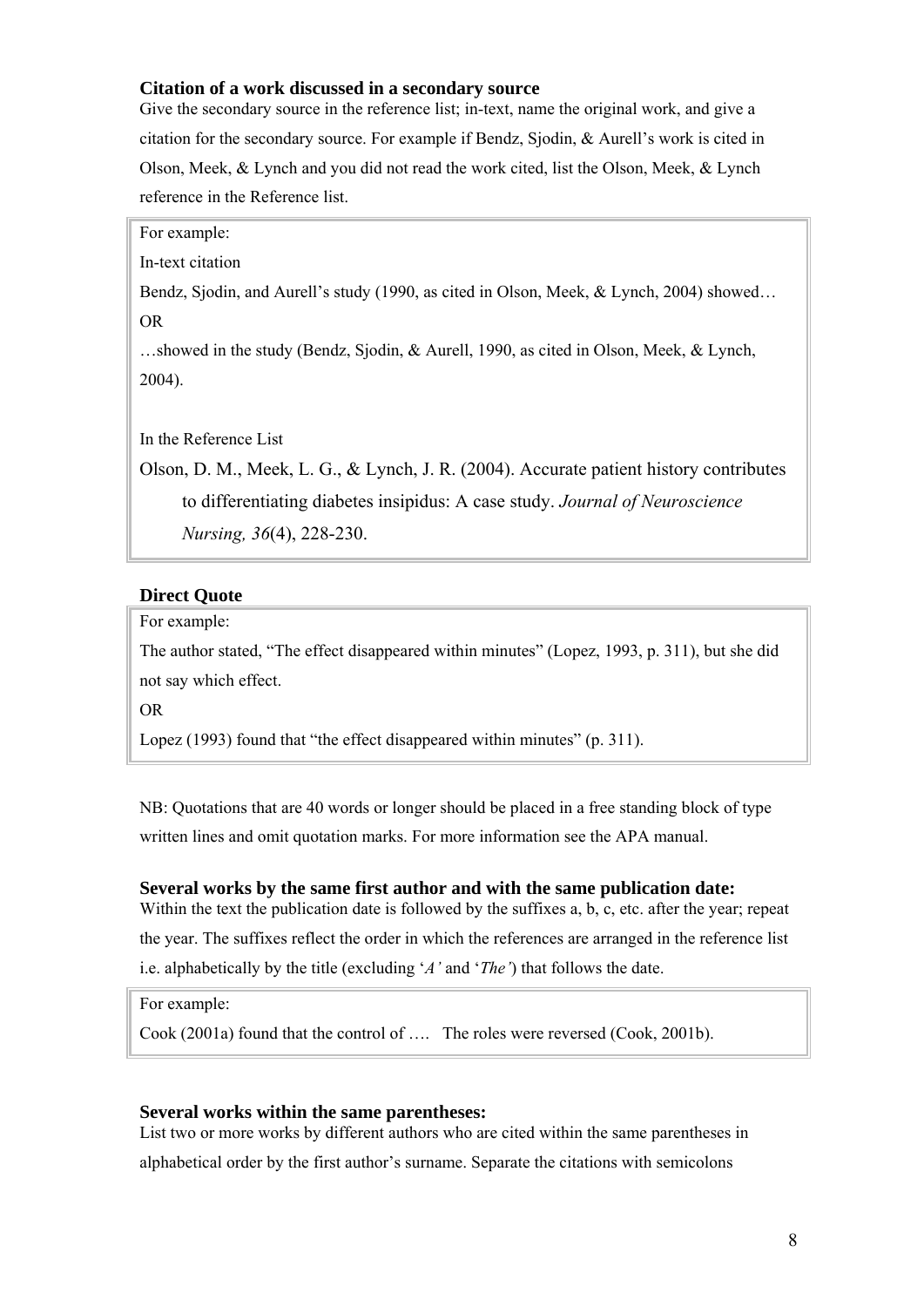### Citation of a work discussed in a secondary source

Give the secondary source in the reference list; in-text, name the original work, and give a citation for the secondary source. For example if Bendz, Sjodin, & Aurell's work is cited in Olson, Meek, & Lynch and you did not read the work cited, list the Olson, Meek, & Lynch reference in the Reference list.

> For example:
>
> In-text citation
>
> Bendz, Sjodin, and Aurell's study (1990, as cited in Olson, Meek, & Lynch, 2004) showed…
>
> OR
>
> …showed in the study (Bendz, Sjodin, & Aurell, 1990, as cited in Olson, Meek, & Lynch, 2004).
>
> In the Reference List
>
> Olson, D. M., Meek, L. G., & Lynch, J. R. (2004). Accurate patient history contributes to differentiating diabetes insipidus: A case study. *Journal of Neuroscience Nursing, 36*(4), 228-230.

### Direct Quote

> For example:
>
> The author stated, "The effect disappeared within minutes" (Lopez, 1993, p. 311), but she did not say which effect.
>
> OR
>
> Lopez (1993) found that "the effect disappeared within minutes" (p. 311).

NB: Quotations that are 40 words or longer should be placed in a free standing block of type written lines and omit quotation marks. For more information see the APA manual.

### Several works by the same first author and with the same publication date:

Within the text the publication date is followed by the suffixes a, b, c, etc. after the year; repeat the year. The suffixes reflect the order in which the references are arranged in the reference list i.e. alphabetically by the title (excluding '*A'* and '*The'*) that follows the date.

> For example:
>
> Cook (2001a) found that the control of …. The roles were reversed (Cook, 2001b).

### Several works within the same parentheses:

List two or more works by different authors who are cited within the same parentheses in alphabetical order by the first author's surname. Separate the citations with semicolons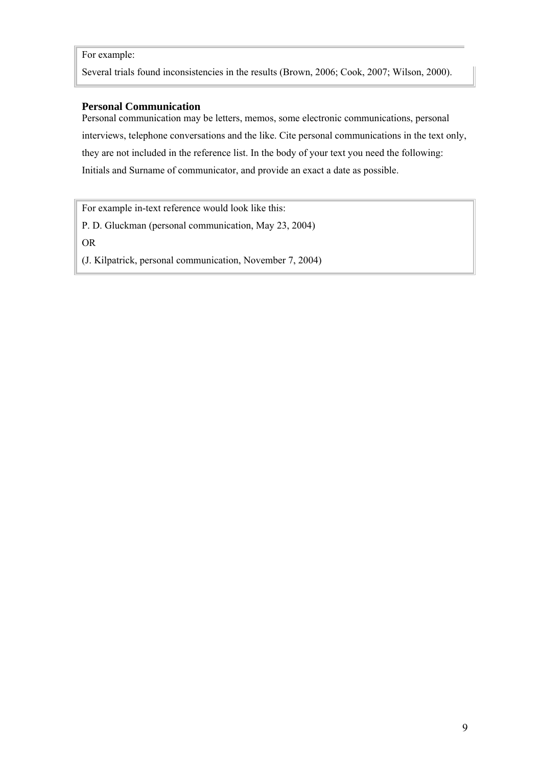For example:

Several trials found inconsistencies in the results (Brown, 2006; Cook, 2007; Wilson, 2000).

### Personal Communication

Personal communication may be letters, memos, some electronic communications, personal interviews, telephone conversations and the like. Cite personal communications in the text only, they are not included in the reference list. In the body of your text you need the following: Initials and Surname of communicator, and provide an exact a date as possible.

For example in-text reference would look like this:

P. D. Gluckman (personal communication, May 23, 2004)

OR

(J. Kilpatrick, personal communication, November 7, 2004)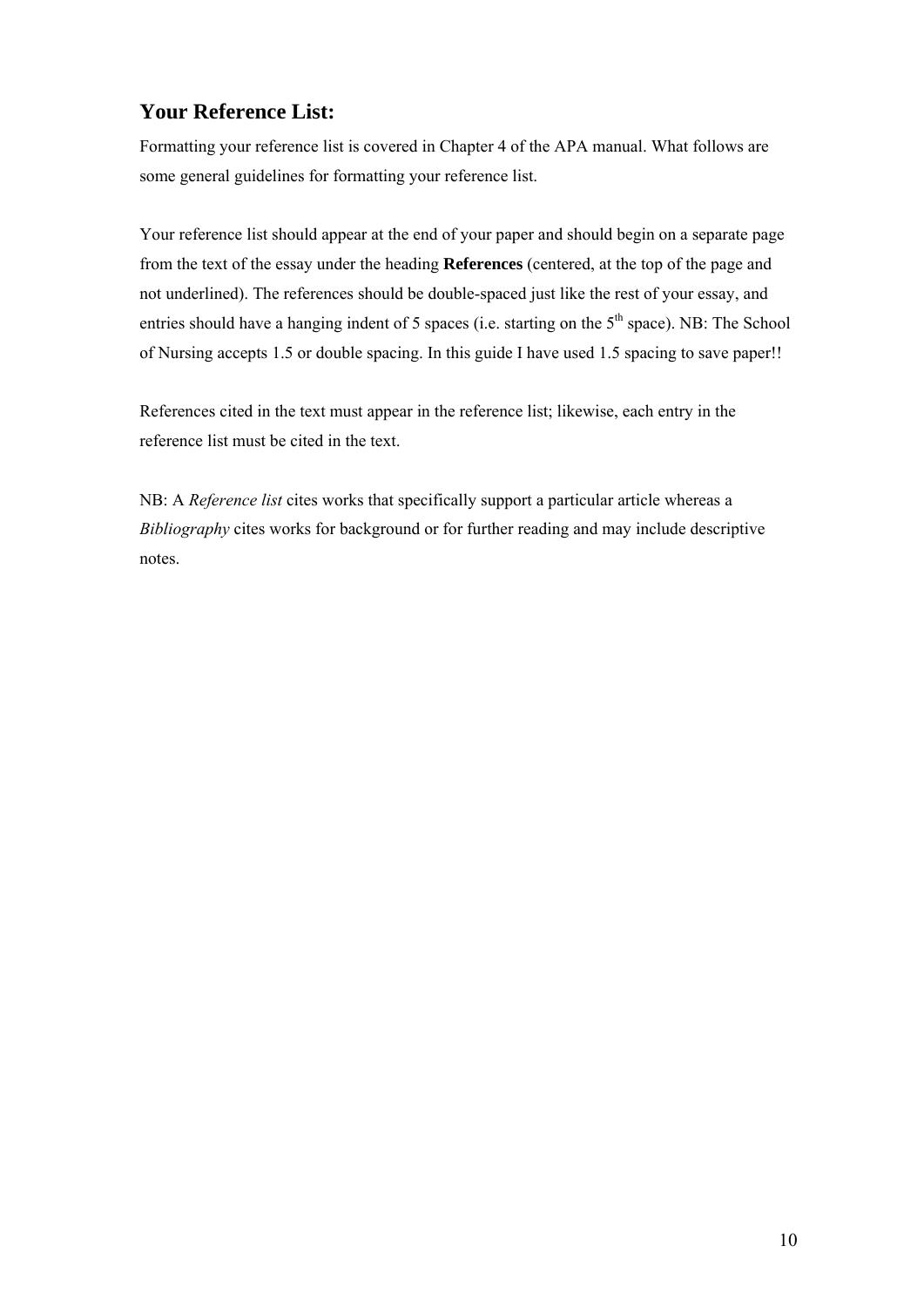## Your Reference List:

Formatting your reference list is covered in Chapter 4 of the APA manual. What follows are some general guidelines for formatting your reference list.

Your reference list should appear at the end of your paper and should begin on a separate page from the text of the essay under the heading **References** (centered, at the top of the page and not underlined). The references should be double-spaced just like the rest of your essay, and entries should have a hanging indent of 5 spaces (i.e. starting on the 5$^{th}$ space). NB: The School of Nursing accepts 1.5 or double spacing. In this guide I have used 1.5 spacing to save paper!!

References cited in the text must appear in the reference list; likewise, each entry in the reference list must be cited in the text.

NB: A *Reference list* cites works that specifically support a particular article whereas a *Bibliography* cites works for background or for further reading and may include descriptive notes.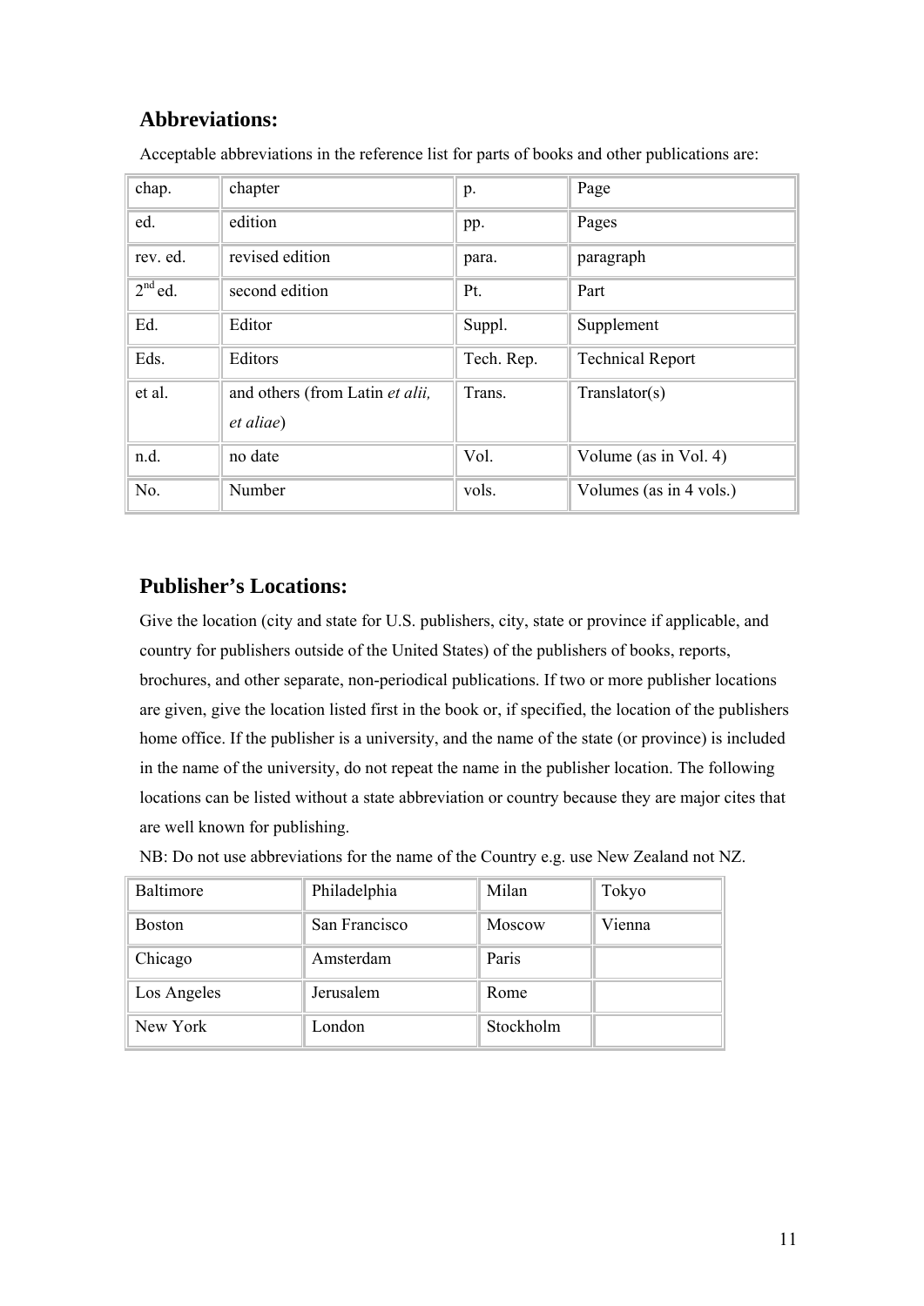## Abbreviations:

Acceptable abbreviations in the reference list for parts of books and other publications are:

| | | | |
|---|---|---|---|
| chap. | chapter | p. | Page |
| ed. | edition | pp. | Pages |
| rev. ed. | revised edition | para. | paragraph |
| 2nd ed. | second edition | Pt. | Part |
| Ed. | Editor | Suppl. | Supplement |
| Eds. | Editors | Tech. Rep. | Technical Report |
| et al. | and others (from Latin *et alii, et aliae*) | Trans. | Translator(s) |
| n.d. | no date | Vol. | Volume (as in Vol. 4) |
| No. | Number | vols. | Volumes (as in 4 vols.) |

## Publisher's Locations:

Give the location (city and state for U.S. publishers, city, state or province if applicable, and country for publishers outside of the United States) of the publishers of books, reports, brochures, and other separate, non-periodical publications. If two or more publisher locations are given, give the location listed first in the book or, if specified, the location of the publishers home office. If the publisher is a university, and the name of the state (or province) is included in the name of the university, do not repeat the name in the publisher location. The following locations can be listed without a state abbreviation or country because they are major cites that are well known for publishing.

NB: Do not use abbreviations for the name of the Country e.g. use New Zealand not NZ.

| | | | |
|---|---|---|---|
| Baltimore | Philadelphia | Milan | Tokyo |
| Boston | San Francisco | Moscow | Vienna |
| Chicago | Amsterdam | Paris | |
| Los Angeles | Jerusalem | Rome | |
| New York | London | Stockholm | |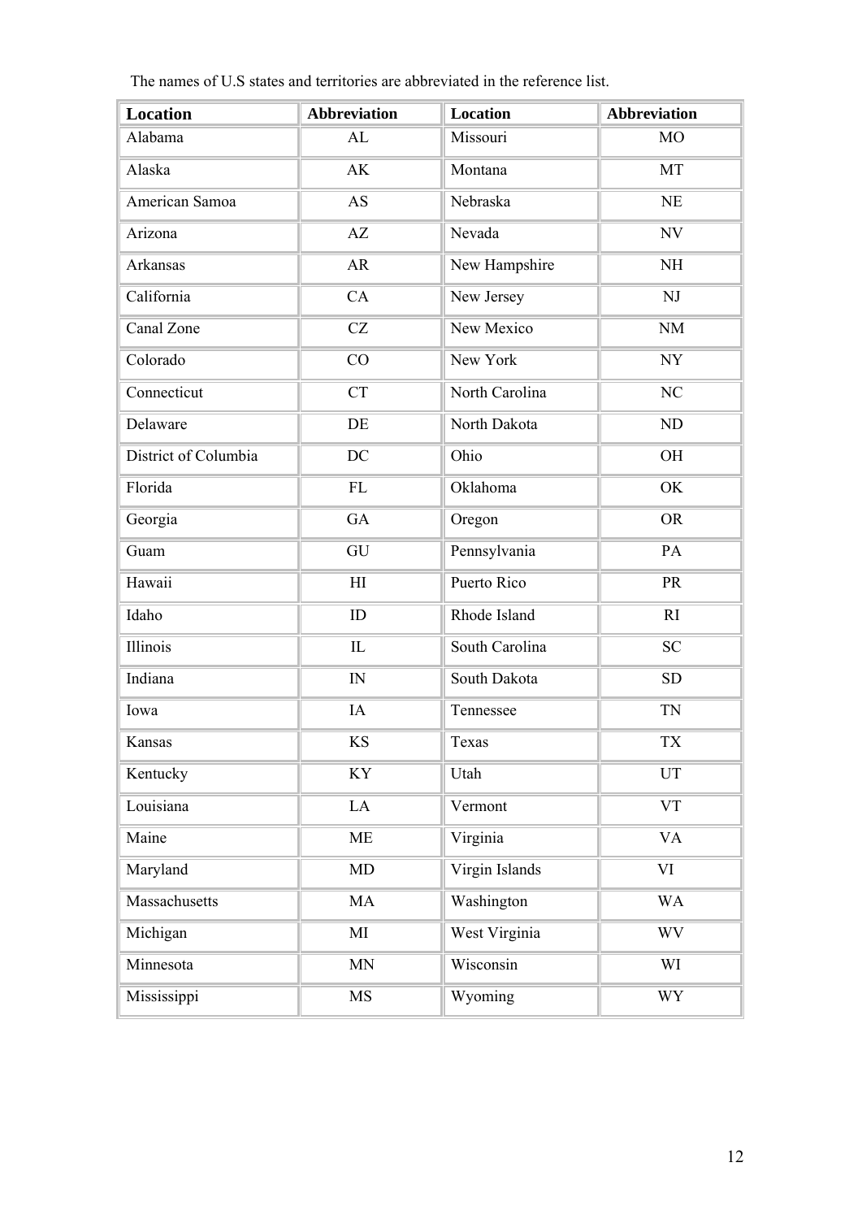The names of U.S states and territories are abbreviated in the reference list.

| Location | Abbreviation | Location | Abbreviation |
|---|---|---|---|
| Alabama | AL | Missouri | MO |
| Alaska | AK | Montana | MT |
| American Samoa | AS | Nebraska | NE |
| Arizona | AZ | Nevada | NV |
| Arkansas | AR | New Hampshire | NH |
| California | CA | New Jersey | NJ |
| Canal Zone | CZ | New Mexico | NM |
| Colorado | CO | New York | NY |
| Connecticut | CT | North Carolina | NC |
| Delaware | DE | North Dakota | ND |
| District of Columbia | DC | Ohio | OH |
| Florida | FL | Oklahoma | OK |
| Georgia | GA | Oregon | OR |
| Guam | GU | Pennsylvania | PA |
| Hawaii | HI | Puerto Rico | PR |
| Idaho | ID | Rhode Island | RI |
| Illinois | IL | South Carolina | SC |
| Indiana | IN | South Dakota | SD |
| Iowa | IA | Tennessee | TN |
| Kansas | KS | Texas | TX |
| Kentucky | KY | Utah | UT |
| Louisiana | LA | Vermont | VT |
| Maine | ME | Virginia | VA |
| Maryland | MD | Virgin Islands | VI |
| Massachusetts | MA | Washington | WA |
| Michigan | MI | West Virginia | WV |
| Minnesota | MN | Wisconsin | WI |
| Mississippi | MS | Wyoming | WY |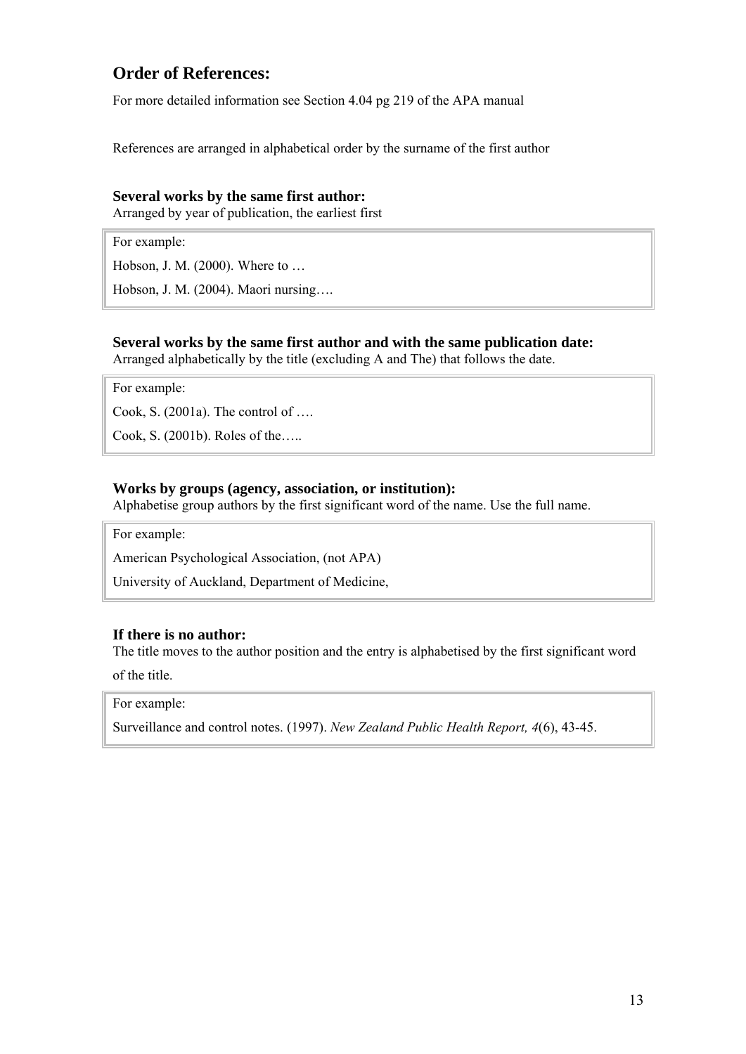## Order of References:

For more detailed information see Section 4.04 pg 219 of the APA manual

References are arranged in alphabetical order by the surname of the first author

### Several works by the same first author:

Arranged by year of publication, the earliest first

> For example:
>
> Hobson, J. M. (2000). Where to …
>
> Hobson, J. M. (2004). Maori nursing….

### Several works by the same first author and with the same publication date:

Arranged alphabetically by the title (excluding A and The) that follows the date.

> For example:
>
> Cook, S. (2001a). The control of ….
>
> Cook, S. (2001b). Roles of the…..

### Works by groups (agency, association, or institution):

Alphabetise group authors by the first significant word of the name. Use the full name.

> For example:
>
> American Psychological Association, (not APA)
>
> University of Auckland, Department of Medicine,

### If there is no author:

The title moves to the author position and the entry is alphabetised by the first significant word of the title.

> For example:
>
> Surveillance and control notes. (1997). *New Zealand Public Health Report, 4*(6), 43-45.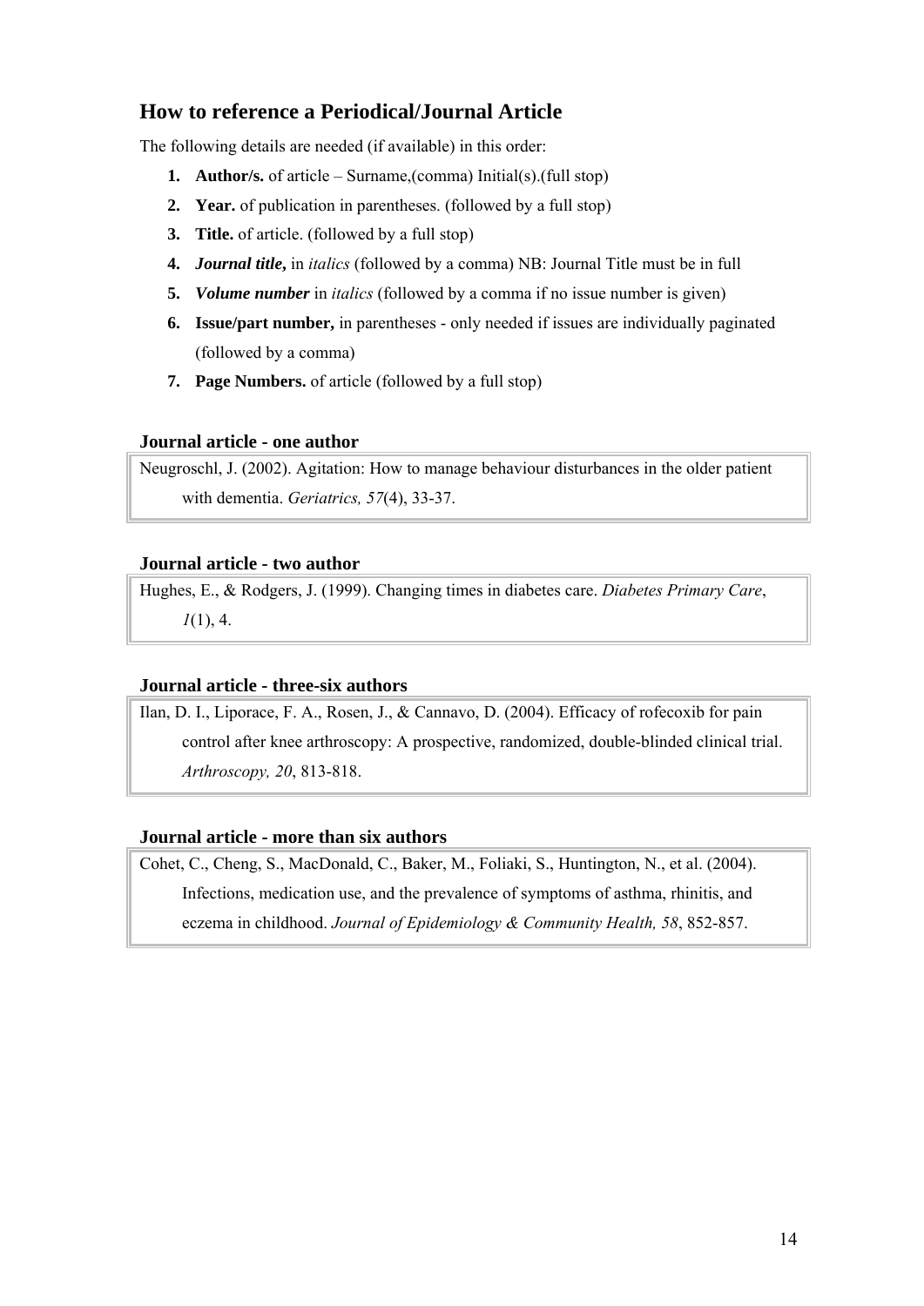## How to reference a Periodical/Journal Article

The following details are needed (if available) in this order:

1. **Author/s.** of article – Surname,(comma) Initial(s).(full stop)
2. **Year.** of publication in parentheses. (followed by a full stop)
3. **Title.** of article. (followed by a full stop)
4. ***Journal title,*** in *italics* (followed by a comma) NB: Journal Title must be in full
5. ***Volume number*** in *italics* (followed by a comma if no issue number is given)
6. **Issue/part number,** in parentheses - only needed if issues are individually paginated (followed by a comma)
7. **Page Numbers.** of article (followed by a full stop)

### Journal article - one author

Neugroschl, J. (2002). Agitation: How to manage behaviour disturbances in the older patient with dementia. *Geriatrics, 57*(4), 33-37.

### Journal article - two author

Hughes, E., & Rodgers, J. (1999). Changing times in diabetes care. *Diabetes Primary Care*, *1*(1), 4.

### Journal article - three-six authors

Ilan, D. I., Liporace, F. A., Rosen, J., & Cannavo, D. (2004). Efficacy of rofecoxib for pain control after knee arthroscopy: A prospective, randomized, double-blinded clinical trial. *Arthroscopy, 20*, 813-818.

### Journal article - more than six authors

Cohet, C., Cheng, S., MacDonald, C., Baker, M., Foliaki, S., Huntington, N., et al. (2004). Infections, medication use, and the prevalence of symptoms of asthma, rhinitis, and eczema in childhood. *Journal of Epidemiology & Community Health, 58*, 852-857.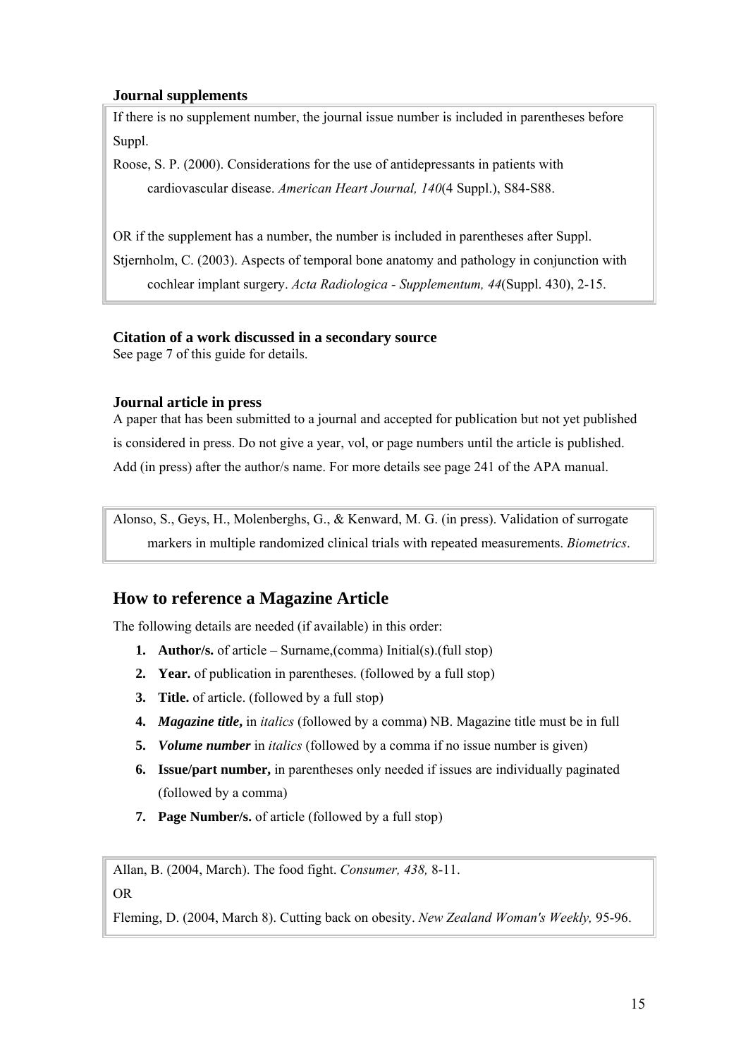**Journal supplements**

If there is no supplement number, the journal issue number is included in parentheses before Suppl.

Roose, S. P. (2000). Considerations for the use of antidepressants in patients with cardiovascular disease. *American Heart Journal, 140*(4 Suppl.), S84-S88.

OR if the supplement has a number, the number is included in parentheses after Suppl.

Stjernholm, C. (2003). Aspects of temporal bone anatomy and pathology in conjunction with cochlear implant surgery. *Acta Radiologica - Supplementum, 44*(Suppl. 430), 2-15.

**Citation of a work discussed in a secondary source**

See page 7 of this guide for details.

**Journal article in press**

A paper that has been submitted to a journal and accepted for publication but not yet published is considered in press. Do not give a year, vol, or page numbers until the article is published. Add (in press) after the author/s name. For more details see page 241 of the APA manual.

Alonso, S., Geys, H., Molenberghs, G., & Kenward, M. G. (in press). Validation of surrogate markers in multiple randomized clinical trials with repeated measurements. *Biometrics*.

## How to reference a Magazine Article

The following details are needed (if available) in this order:

1. **Author/s.** of article – Surname,(comma) Initial(s).(full stop)
2. **Year.** of publication in parentheses. (followed by a full stop)
3. **Title.** of article. (followed by a full stop)
4. ***Magazine title*,** in *italics* (followed by a comma) NB. Magazine title must be in full
5. ***Volume number*** in *italics* (followed by a comma if no issue number is given)
6. **Issue/part number,** in parentheses only needed if issues are individually paginated (followed by a comma)
7. **Page Number/s.** of article (followed by a full stop)

Allan, B. (2004, March). The food fight. *Consumer, 438,* 8-11.

OR

Fleming, D. (2004, March 8). Cutting back on obesity. *New Zealand Woman's Weekly,* 95-96.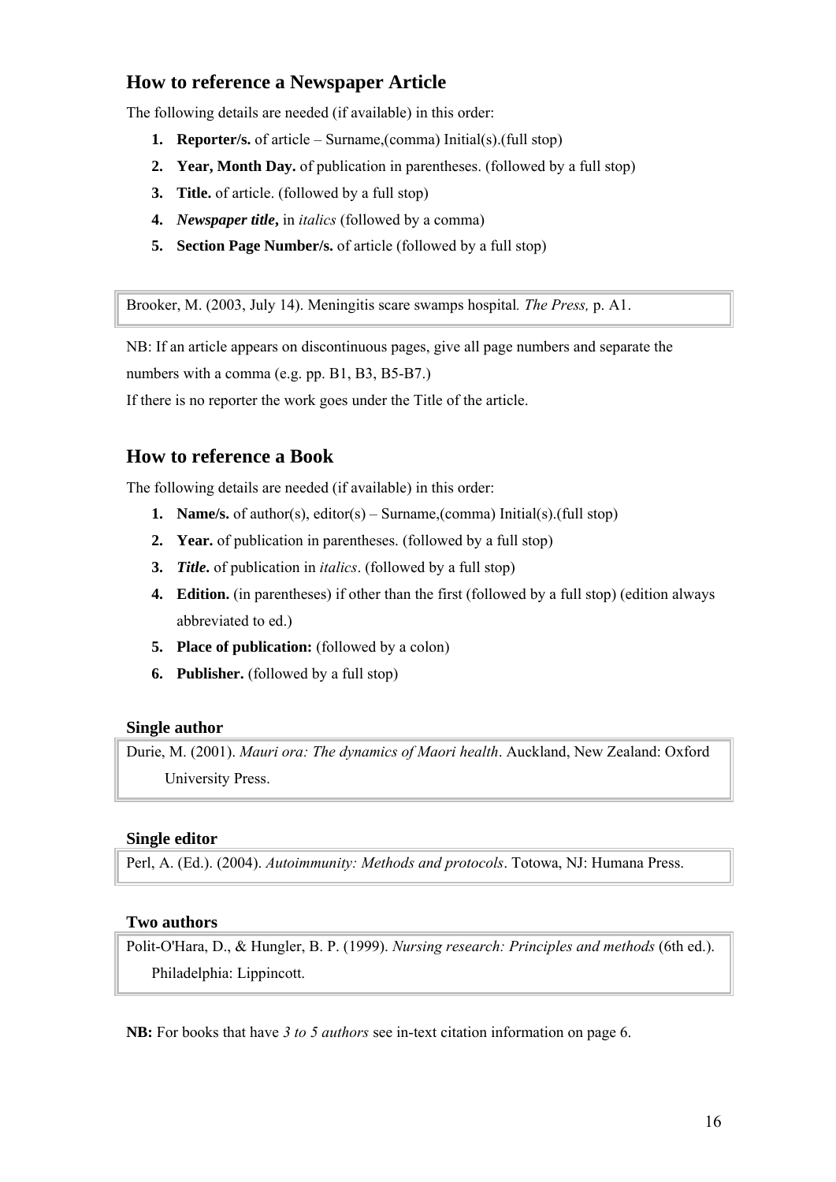## How to reference a Newspaper Article

The following details are needed (if available) in this order:

1. **Reporter/s.** of article – Surname,(comma) Initial(s).(full stop)
2. **Year, Month Day.** of publication in parentheses. (followed by a full stop)
3. **Title.** of article. (followed by a full stop)
4. ***Newspaper title*,** in *italics* (followed by a comma)
5. **Section Page Number/s.** of article (followed by a full stop)

> Brooker, M. (2003, July 14). Meningitis scare swamps hospital. *The Press,* p. A1.

NB: If an article appears on discontinuous pages, give all page numbers and separate the numbers with a comma (e.g. pp. B1, B3, B5-B7.)

If there is no reporter the work goes under the Title of the article.

## How to reference a Book

The following details are needed (if available) in this order:

1. **Name/s.** of author(s), editor(s) – Surname,(comma) Initial(s).(full stop)
2. **Year.** of publication in parentheses. (followed by a full stop)
3. ***Title*.** of publication in *italics*. (followed by a full stop)
4. **Edition.** (in parentheses) if other than the first (followed by a full stop) (edition always abbreviated to ed.)
5. **Place of publication:** (followed by a colon)
6. **Publisher.** (followed by a full stop)

### Single author

> Durie, M. (2001). *Mauri ora: The dynamics of Maori health*. Auckland, New Zealand: Oxford University Press.

### Single editor

> Perl, A. (Ed.). (2004). *Autoimmunity: Methods and protocols*. Totowa, NJ: Humana Press.

### Two authors

> Polit-O'Hara, D., & Hungler, B. P. (1999). *Nursing research: Principles and methods* (6th ed.). Philadelphia: Lippincott.

**NB:** For books that have *3 to 5 authors* see in-text citation information on page 6.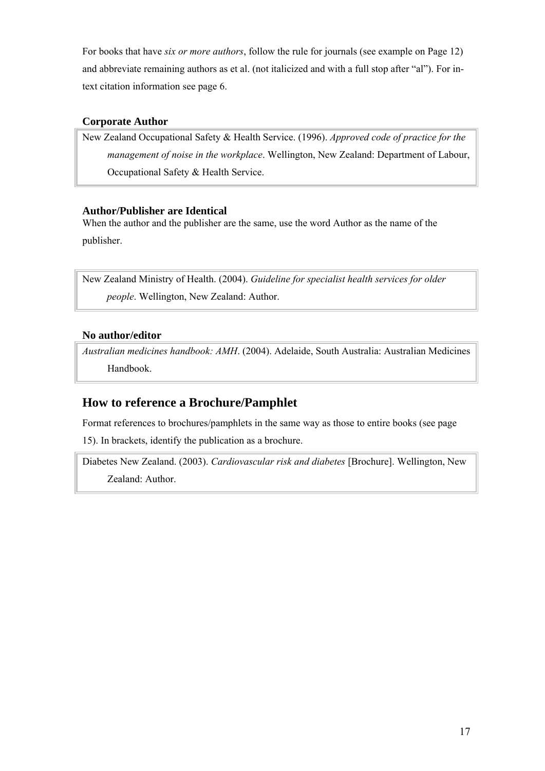For books that have *six or more authors*, follow the rule for journals (see example on Page 12) and abbreviate remaining authors as et al. (not italicized and with a full stop after "al"). For in-text citation information see page 6.

#### Corporate Author

> New Zealand Occupational Safety & Health Service. (1996). *Approved code of practice for the management of noise in the workplace*. Wellington, New Zealand: Department of Labour, Occupational Safety & Health Service.

#### Author/Publisher are Identical

When the author and the publisher are the same, use the word Author as the name of the publisher.

> New Zealand Ministry of Health. (2004). *Guideline for specialist health services for older people*. Wellington, New Zealand: Author.

#### No author/editor

> *Australian medicines handbook: AMH*. (2004). Adelaide, South Australia: Australian Medicines Handbook.

## How to reference a Brochure/Pamphlet

Format references to brochures/pamphlets in the same way as those to entire books (see page 15). In brackets, identify the publication as a brochure.

> Diabetes New Zealand. (2003). *Cardiovascular risk and diabetes* [Brochure]. Wellington, New Zealand: Author.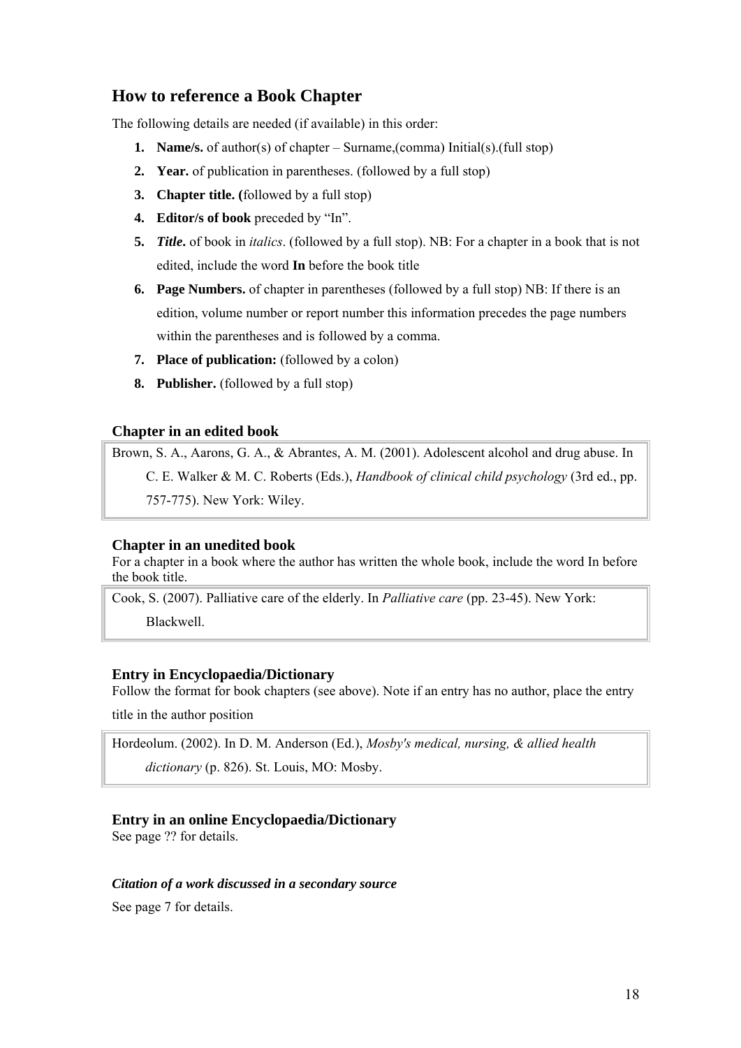## How to reference a Book Chapter

The following details are needed (if available) in this order:

1. **Name/s.** of author(s) of chapter – Surname,(comma) Initial(s).(full stop)
2. **Year.** of publication in parentheses. (followed by a full stop)
3. **Chapter title. (**followed by a full stop)
4. **Editor/s of book** preceded by "In".
5. ***Title.*** of book in *italics*. (followed by a full stop). NB: For a chapter in a book that is not edited, include the word **In** before the book title
6. **Page Numbers.** of chapter in parentheses (followed by a full stop) NB: If there is an edition, volume number or report number this information precedes the page numbers within the parentheses and is followed by a comma.
7. **Place of publication:** (followed by a colon)
8. **Publisher.** (followed by a full stop)

### Chapter in an edited book

Brown, S. A., Aarons, G. A., & Abrantes, A. M. (2001). Adolescent alcohol and drug abuse. In C. E. Walker & M. C. Roberts (Eds.), *Handbook of clinical child psychology* (3rd ed., pp. 757-775). New York: Wiley.

### Chapter in an unedited book

For a chapter in a book where the author has written the whole book, include the word In before the book title.

Cook, S. (2007). Palliative care of the elderly. In *Palliative care* (pp. 23-45). New York: Blackwell.

### Entry in Encyclopaedia/Dictionary

Follow the format for book chapters (see above). Note if an entry has no author, place the entry title in the author position

Hordeolum. (2002). In D. M. Anderson (Ed.), *Mosby's medical, nursing, & allied health dictionary* (p. 826). St. Louis, MO: Mosby.

### Entry in an online Encyclopaedia/Dictionary

See page ?? for details.

#### *Citation of a work discussed in a secondary source*

See page 7 for details.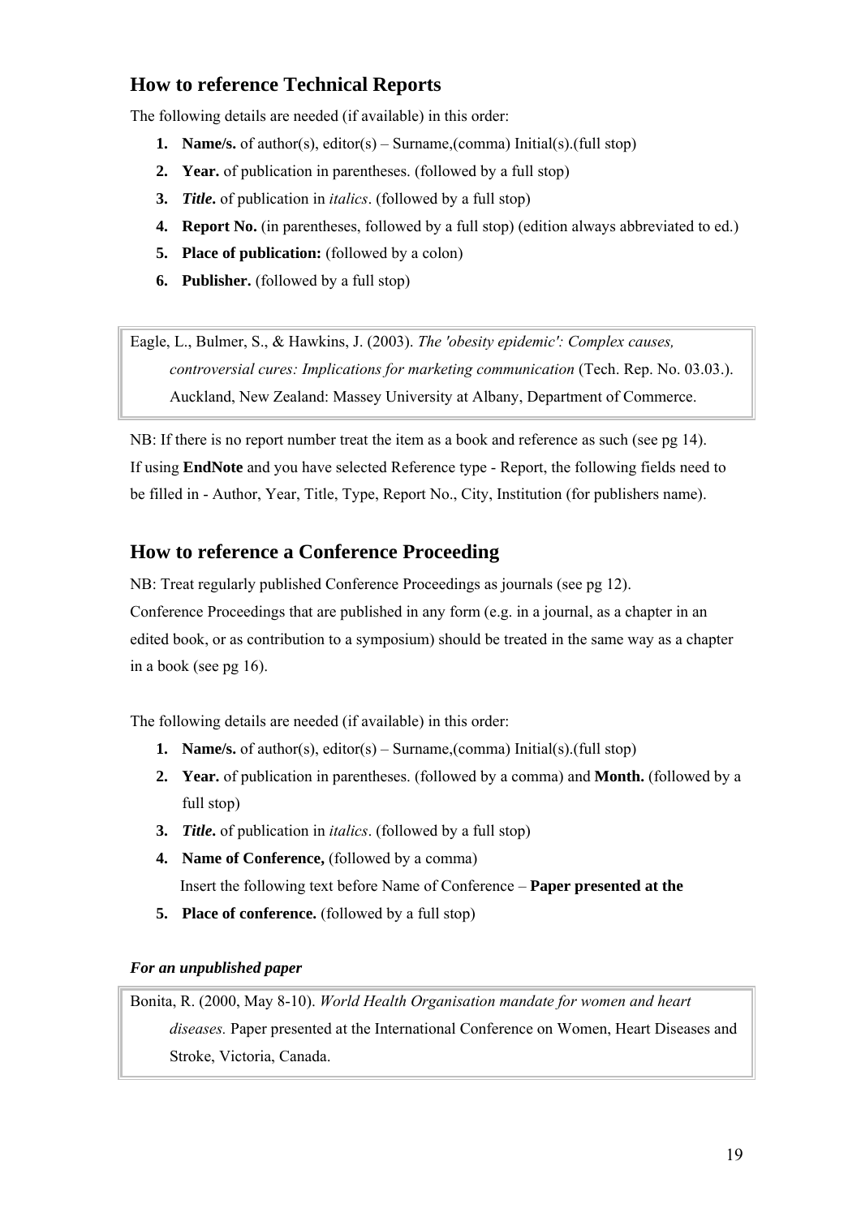## How to reference Technical Reports

The following details are needed (if available) in this order:

1. **Name/s.** of author(s), editor(s) – Surname,(comma) Initial(s).(full stop)
2. **Year.** of publication in parentheses. (followed by a full stop)
3. ***Title.*** of publication in *italics*. (followed by a full stop)
4. **Report No.** (in parentheses, followed by a full stop) (edition always abbreviated to ed.)
5. **Place of publication:** (followed by a colon)
6. **Publisher.** (followed by a full stop)

> Eagle, L., Bulmer, S., & Hawkins, J. (2003). *The 'obesity epidemic': Complex causes, controversial cures: Implications for marketing communication* (Tech. Rep. No. 03.03.). Auckland, New Zealand: Massey University at Albany, Department of Commerce.

NB: If there is no report number treat the item as a book and reference as such (see pg 14).
If using **EndNote** and you have selected Reference type - Report, the following fields need to be filled in - Author, Year, Title, Type, Report No., City, Institution (for publishers name).

## How to reference a Conference Proceeding

NB: Treat regularly published Conference Proceedings as journals (see pg 12).
Conference Proceedings that are published in any form (e.g. in a journal, as a chapter in an edited book, or as contribution to a symposium) should be treated in the same way as a chapter in a book (see pg 16).

The following details are needed (if available) in this order:

1. **Name/s.** of author(s), editor(s) – Surname,(comma) Initial(s).(full stop)
2. **Year.** of publication in parentheses. (followed by a comma) and **Month.** (followed by a full stop)
3. ***Title.*** of publication in *italics*. (followed by a full stop)
4. **Name of Conference,** (followed by a comma)
   Insert the following text before Name of Conference – **Paper presented at the**
5. **Place of conference.** (followed by a full stop)

***For an unpublished paper***

> Bonita, R. (2000, May 8-10). *World Health Organisation mandate for women and heart diseases.* Paper presented at the International Conference on Women, Heart Diseases and Stroke, Victoria, Canada.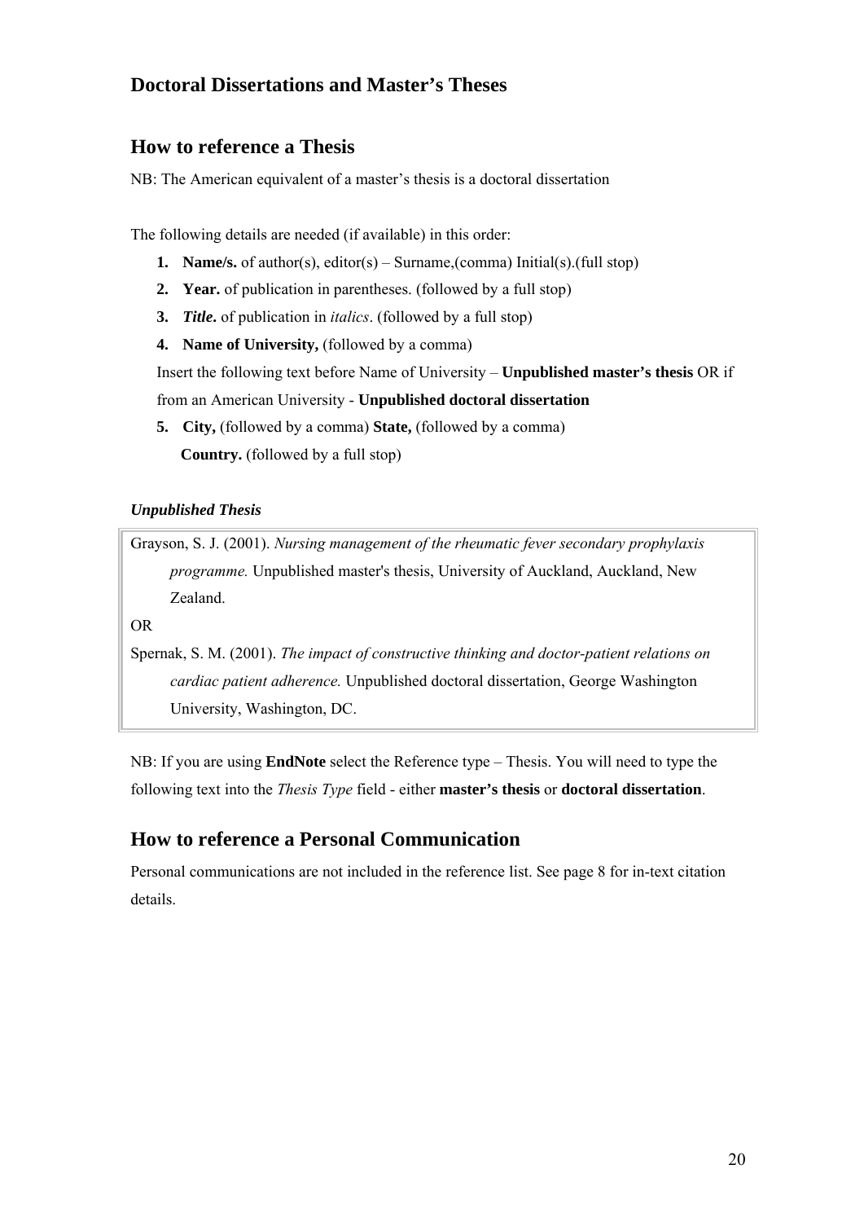## Doctoral Dissertations and Master's Theses

## How to reference a Thesis

NB: The American equivalent of a master's thesis is a doctoral dissertation

The following details are needed (if available) in this order:

1. **Name/s.** of author(s), editor(s) – Surname,(comma) Initial(s).(full stop)
2. **Year.** of publication in parentheses. (followed by a full stop)
3. ***Title*****.** of publication in *italics*. (followed by a full stop)
4. **Name of University,** (followed by a comma)

   Insert the following text before Name of University – **Unpublished master's thesis** OR if from an American University - **Unpublished doctoral dissertation**
5. **City,** (followed by a comma) **State,** (followed by a comma) **Country.** (followed by a full stop)

***Unpublished Thesis***

Grayson, S. J. (2001). *Nursing management of the rheumatic fever secondary prophylaxis programme.* Unpublished master's thesis, University of Auckland, Auckland, New Zealand.

OR

Spernak, S. M. (2001). *The impact of constructive thinking and doctor-patient relations on cardiac patient adherence.* Unpublished doctoral dissertation, George Washington University, Washington, DC.

NB: If you are using **EndNote** select the Reference type – Thesis. You will need to type the following text into the *Thesis Type* field - either **master's thesis** or **doctoral dissertation**.

## How to reference a Personal Communication

Personal communications are not included in the reference list. See page 8 for in-text citation details.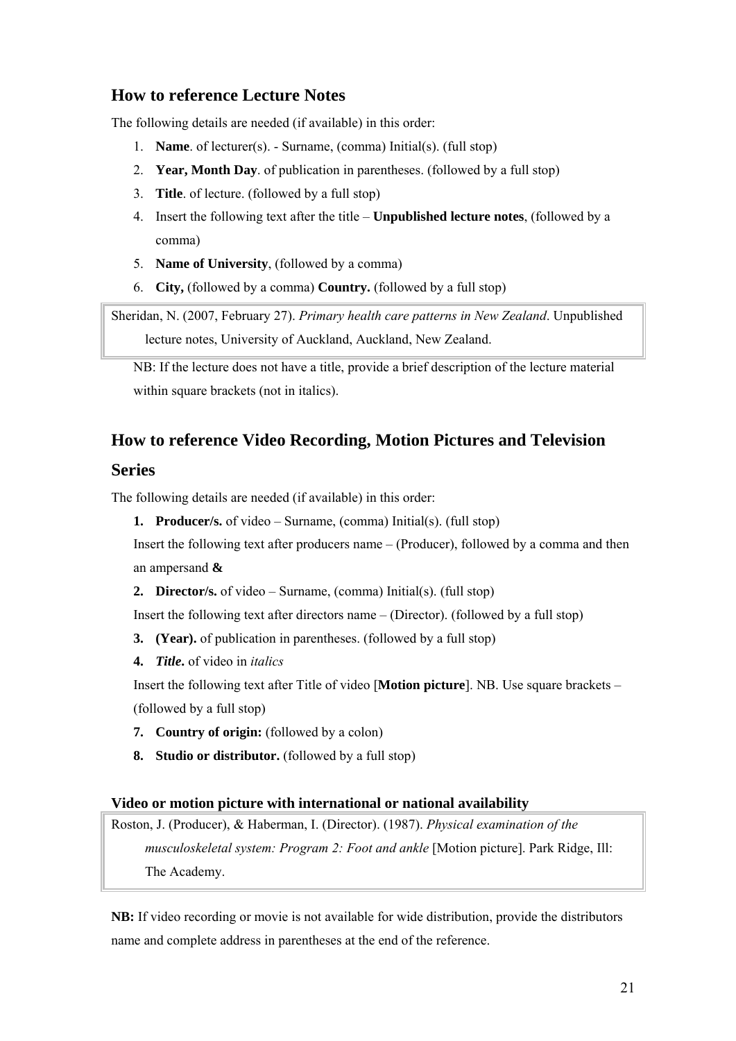## How to reference Lecture Notes

The following details are needed (if available) in this order:

1. **Name**. of lecturer(s). - Surname, (comma) Initial(s). (full stop)
2. **Year, Month Day**. of publication in parentheses. (followed by a full stop)
3. **Title**. of lecture. (followed by a full stop)
4. Insert the following text after the title – **Unpublished lecture notes**, (followed by a comma)
5. **Name of University**, (followed by a comma)
6. **City,** (followed by a comma) **Country.** (followed by a full stop)

> Sheridan, N. (2007, February 27). *Primary health care patterns in New Zealand*. Unpublished lecture notes, University of Auckland, Auckland, New Zealand.

NB: If the lecture does not have a title, provide a brief description of the lecture material within square brackets (not in italics).

## How to reference Video Recording, Motion Pictures and Television Series

The following details are needed (if available) in this order:

**1. Producer/s.** of video – Surname, (comma) Initial(s). (full stop)

Insert the following text after producers name – (Producer), followed by a comma and then an ampersand **&**

**2. Director/s.** of video – Surname, (comma) Initial(s). (full stop)

Insert the following text after directors name – (Director). (followed by a full stop)

**3. (Year).** of publication in parentheses. (followed by a full stop)

**4. *Title*.** of video in *italics*

Insert the following text after Title of video [**Motion picture**]. NB. Use square brackets – (followed by a full stop)

**7. Country of origin:** (followed by a colon)

**8. Studio or distributor.** (followed by a full stop)

### Video or motion picture with international or national availability

> Roston, J. (Producer), & Haberman, I. (Director). (1987). *Physical examination of the musculoskeletal system: Program 2: Foot and ankle* [Motion picture]. Park Ridge, Ill: The Academy.

**NB:** If video recording or movie is not available for wide distribution, provide the distributors name and complete address in parentheses at the end of the reference.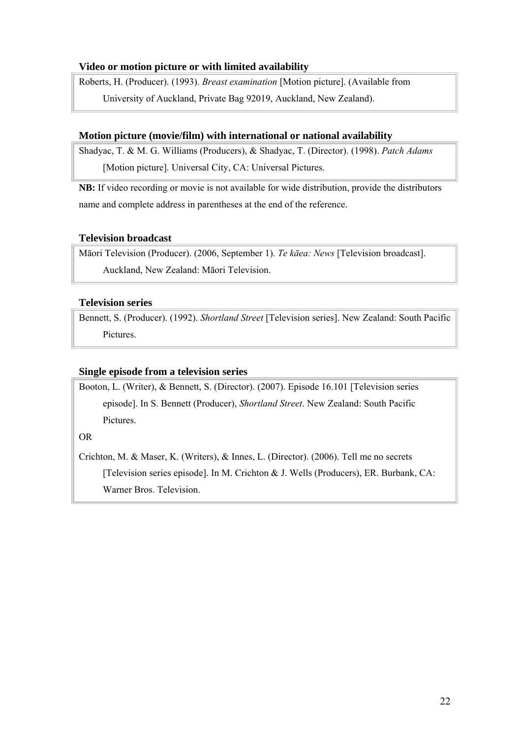### Video or motion picture or with limited availability

Roberts, H. (Producer). (1993). *Breast examination* [Motion picture]. (Available from University of Auckland, Private Bag 92019, Auckland, New Zealand).

### Motion picture (movie/film) with international or national availability

Shadyac, T. & M. G. Williams (Producers), & Shadyac, T. (Director). (1998). *Patch Adams* [Motion picture]. Universal City, CA: Universal Pictures.

**NB:** If video recording or movie is not available for wide distribution, provide the distributors name and complete address in parentheses at the end of the reference.

### Television broadcast

Māori Television (Producer). (2006, September 1). *Te kāea: News* [Television broadcast]. Auckland, New Zealand: Māori Television.

### Television series

Bennett, S. (Producer). (1992). *Shortland Street* [Television series]. New Zealand: South Pacific Pictures.

### Single episode from a television series

Booton, L. (Writer), & Bennett, S. (Director). (2007). Episode 16.101 [Television series episode]. In S. Bennett (Producer), *Shortland Street*. New Zealand: South Pacific Pictures.

OR

Crichton, M. & Maser, K. (Writers), & Innes, L. (Director). (2006). Tell me no secrets [Television series episode]. In M. Crichton & J. Wells (Producers), ER. Burbank, CA: Warner Bros. Television.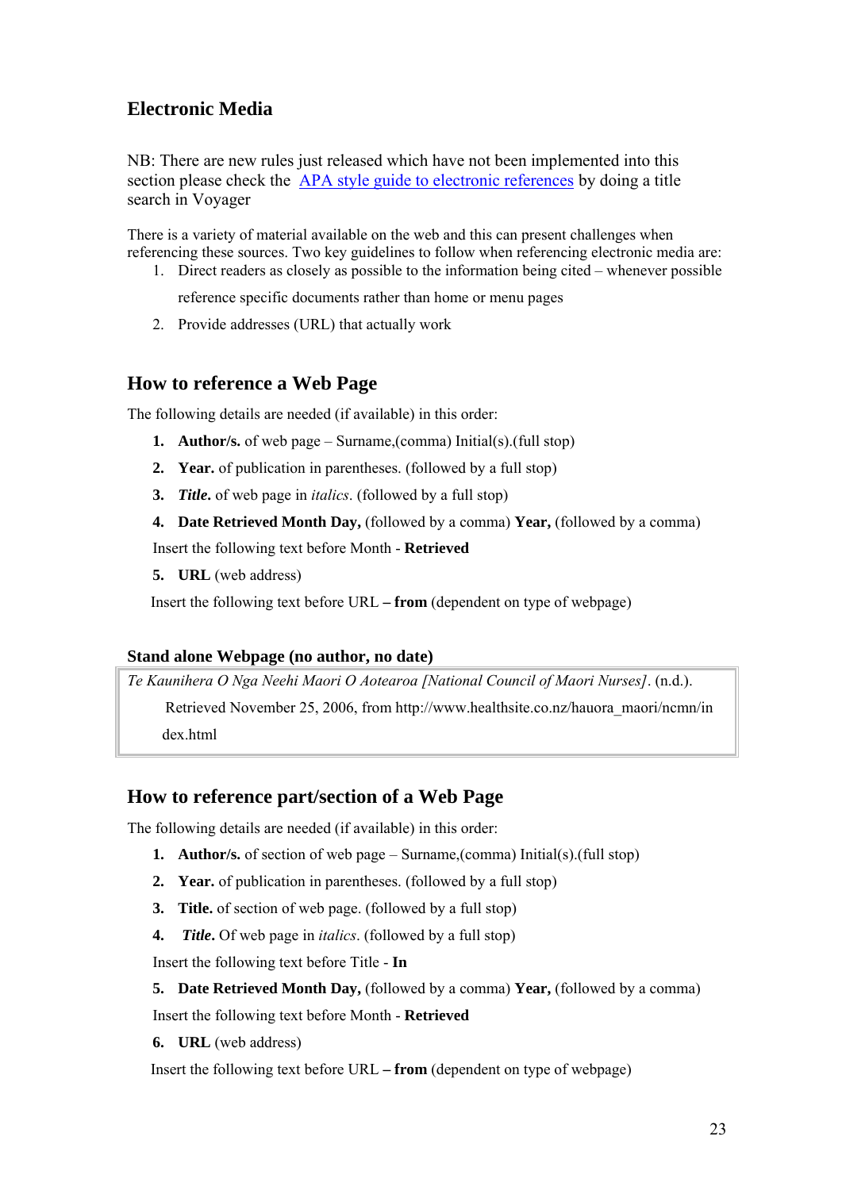## Electronic Media

NB: There are new rules just released which have not been implemented into this section please check the APA style guide to electronic references by doing a title search in Voyager

There is a variety of material available on the web and this can present challenges when referencing these sources. Two key guidelines to follow when referencing electronic media are:

1. Direct readers as closely as possible to the information being cited – whenever possible reference specific documents rather than home or menu pages
2. Provide addresses (URL) that actually work

## How to reference a Web Page

The following details are needed (if available) in this order:

1. **Author/s.** of web page – Surname,(comma) Initial(s).(full stop)
2. **Year.** of publication in parentheses. (followed by a full stop)
3. ***Title*.** of web page in *italics*. (followed by a full stop)
4. **Date Retrieved Month Day,** (followed by a comma) **Year,** (followed by a comma)

   Insert the following text before Month - **Retrieved**
5. **URL** (web address)

   Insert the following text before URL **– from** (dependent on type of webpage)

### Stand alone Webpage (no author, no date)

> *Te Kaunihera O Nga Neehi Maori O Aotearoa [National Council of Maori Nurses]*. (n.d.). Retrieved November 25, 2006, from http://www.healthsite.co.nz/hauora_maori/ncmn/index.html

## How to reference part/section of a Web Page

The following details are needed (if available) in this order:

1. **Author/s.** of section of web page – Surname,(comma) Initial(s).(full stop)
2. **Year.** of publication in parentheses. (followed by a full stop)
3. **Title.** of section of web page. (followed by a full stop)
4. ***Title*.** Of web page in *italics*. (followed by a full stop)

   Insert the following text before Title - **In**
5. **Date Retrieved Month Day,** (followed by a comma) **Year,** (followed by a comma)

   Insert the following text before Month - **Retrieved**
6. **URL** (web address)

   Insert the following text before URL **– from** (dependent on type of webpage)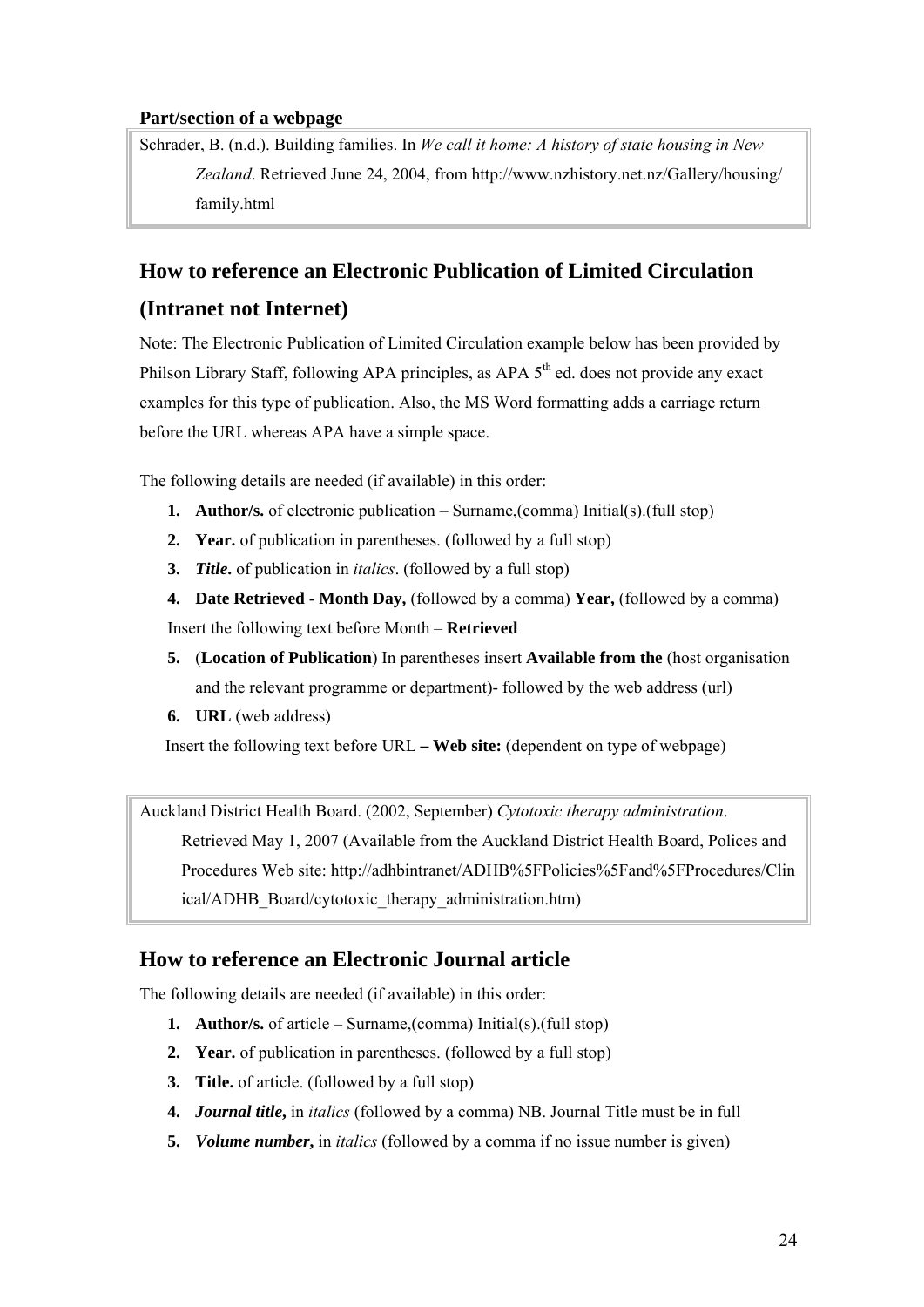**Part/section of a webpage**

> Schrader, B. (n.d.). Building families. In *We call it home: A history of state housing in New Zealand*. Retrieved June 24, 2004, from http://www.nzhistory.net.nz/Gallery/housing/family.html

## How to reference an Electronic Publication of Limited Circulation (Intranet not Internet)

Note: The Electronic Publication of Limited Circulation example below has been provided by Philson Library Staff, following APA principles, as APA 5th ed. does not provide any exact examples for this type of publication. Also, the MS Word formatting adds a carriage return before the URL whereas APA have a simple space.

The following details are needed (if available) in this order:

1. **Author/s.** of electronic publication – Surname,(comma) Initial(s).(full stop)
2. **Year.** of publication in parentheses. (followed by a full stop)
3. ***Title.*** of publication in *italics*. (followed by a full stop)
4. **Date Retrieved** - **Month Day,** (followed by a comma) **Year,** (followed by a comma)
   Insert the following text before Month – **Retrieved**
5. (**Location of Publication**) In parentheses insert **Available from the** (host organisation and the relevant programme or department)- followed by the web address (url)
6. **URL** (web address)
   Insert the following text before URL **– Web site:** (dependent on type of webpage)

> Auckland District Health Board. (2002, September) *Cytotoxic therapy administration*. Retrieved May 1, 2007 (Available from the Auckland District Health Board, Polices and Procedures Web site: http://adhbintranet/ADHB%5FPolicies%5Fand%5FProcedures/Clinical/ADHB_Board/cytotoxic_therapy_administration.htm)

## How to reference an Electronic Journal article

The following details are needed (if available) in this order:

1. **Author/s.** of article – Surname,(comma) Initial(s).(full stop)
2. **Year.** of publication in parentheses. (followed by a full stop)
3. **Title.** of article. (followed by a full stop)
4. ***Journal title,*** in *italics* (followed by a comma) NB. Journal Title must be in full
5. ***Volume number,*** in *italics* (followed by a comma if no issue number is given)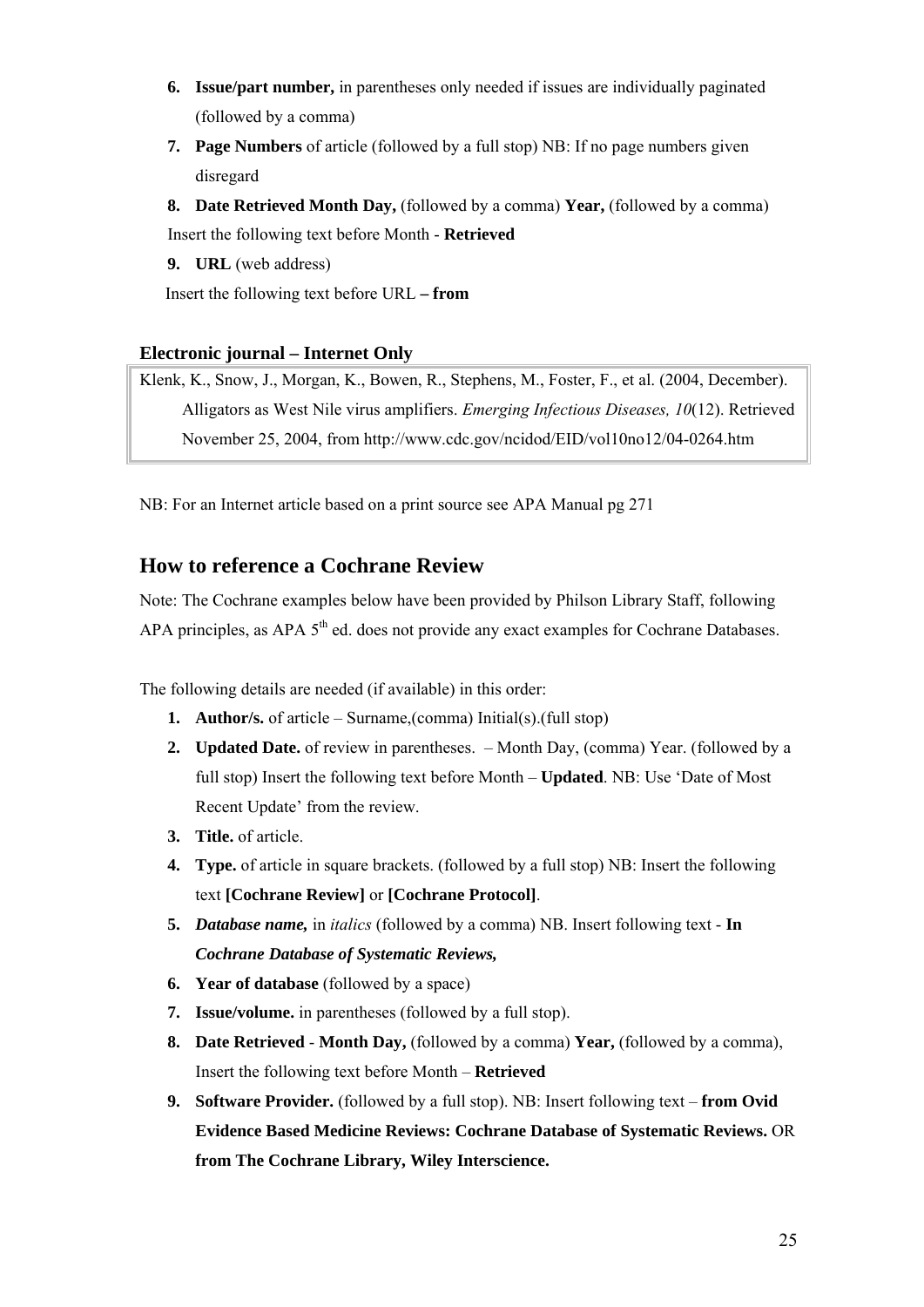6. **Issue/part number,** in parentheses only needed if issues are individually paginated (followed by a comma)
7. **Page Numbers** of article (followed by a full stop) NB: If no page numbers given disregard
8. **Date Retrieved Month Day,** (followed by a comma) **Year,** (followed by a comma) Insert the following text before Month - **Retrieved**
9. **URL** (web address) Insert the following text before URL **– from**

### Electronic journal – Internet Only

> Klenk, K., Snow, J., Morgan, K., Bowen, R., Stephens, M., Foster, F., et al. (2004, December). Alligators as West Nile virus amplifiers. *Emerging Infectious Diseases, 10*(12). Retrieved November 25, 2004, from http://www.cdc.gov/ncidod/EID/vol10no12/04-0264.htm

NB: For an Internet article based on a print source see APA Manual pg 271

## How to reference a Cochrane Review

Note: The Cochrane examples below have been provided by Philson Library Staff, following APA principles, as APA 5th ed. does not provide any exact examples for Cochrane Databases.

The following details are needed (if available) in this order:

1. **Author/s.** of article – Surname,(comma) Initial(s).(full stop)
2. **Updated Date.** of review in parentheses. – Month Day, (comma) Year. (followed by a full stop) Insert the following text before Month – **Updated**. NB: Use 'Date of Most Recent Update' from the review.
3. **Title.** of article.
4. **Type.** of article in square brackets. (followed by a full stop) NB: Insert the following text **[Cochrane Review]** or **[Cochrane Protocol]**.
5. ***Database name,*** in *italics* (followed by a comma) NB. Insert following text - **In *Cochrane Database of Systematic Reviews,***
6. **Year of database** (followed by a space)
7. **Issue/volume.** in parentheses (followed by a full stop).
8. **Date Retrieved** - **Month Day,** (followed by a comma) **Year,** (followed by a comma), Insert the following text before Month – **Retrieved**
9. **Software Provider.** (followed by a full stop). NB: Insert following text – **from Ovid Evidence Based Medicine Reviews: Cochrane Database of Systematic Reviews.** OR **from The Cochrane Library, Wiley Interscience.**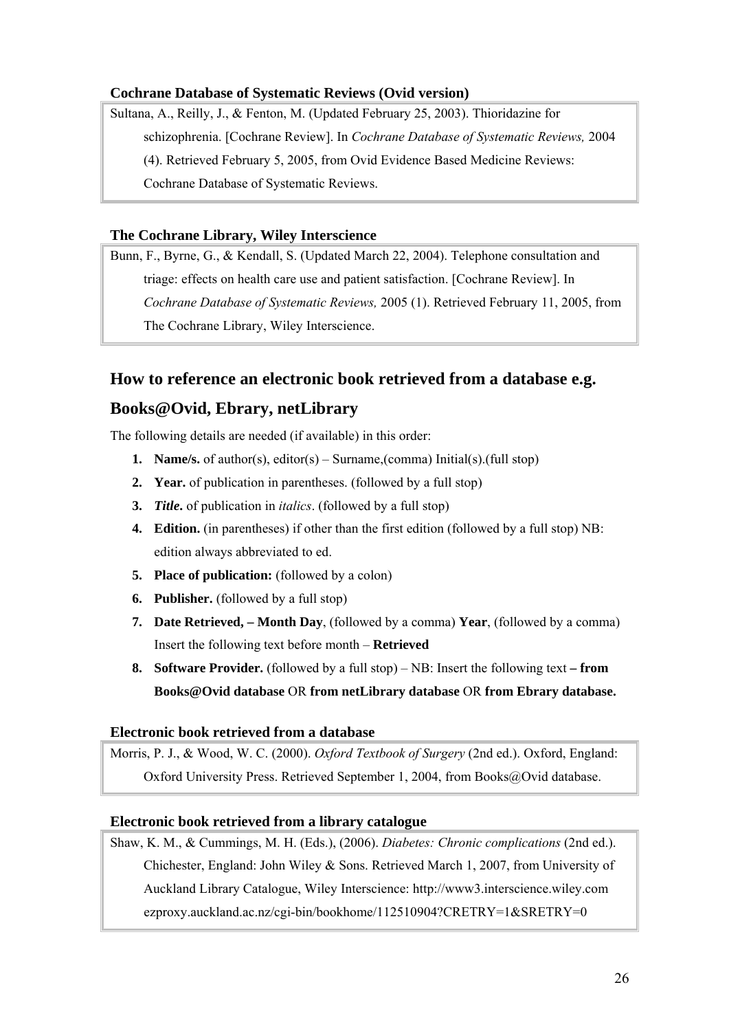#### Cochrane Database of Systematic Reviews (Ovid version)

Sultana, A., Reilly, J., & Fenton, M. (Updated February 25, 2003). Thioridazine for schizophrenia. [Cochrane Review]. In *Cochrane Database of Systematic Reviews,* 2004 (4). Retrieved February 5, 2005, from Ovid Evidence Based Medicine Reviews: Cochrane Database of Systematic Reviews.

#### The Cochrane Library, Wiley Interscience

Bunn, F., Byrne, G., & Kendall, S. (Updated March 22, 2004). Telephone consultation and triage: effects on health care use and patient satisfaction. [Cochrane Review]. In *Cochrane Database of Systematic Reviews,* 2005 (1). Retrieved February 11, 2005, from The Cochrane Library, Wiley Interscience.

## How to reference an electronic book retrieved from a database e.g. Books@Ovid, Ebrary, netLibrary

The following details are needed (if available) in this order:

1. **Name/s.** of author(s), editor(s) – Surname,(comma) Initial(s).(full stop)
2. **Year.** of publication in parentheses. (followed by a full stop)
3. ***Title.*** of publication in *italics*. (followed by a full stop)
4. **Edition.** (in parentheses) if other than the first edition (followed by a full stop) NB: edition always abbreviated to ed.
5. **Place of publication:** (followed by a colon)
6. **Publisher.** (followed by a full stop)
7. **Date Retrieved, – Month Day**, (followed by a comma) **Year**, (followed by a comma) Insert the following text before month – **Retrieved**
8. **Software Provider.** (followed by a full stop) – NB: Insert the following text **– from Books@Ovid database** OR **from netLibrary database** OR **from Ebrary database.**

#### Electronic book retrieved from a database

Morris, P. J., & Wood, W. C. (2000). *Oxford Textbook of Surgery* (2nd ed.). Oxford, England: Oxford University Press. Retrieved September 1, 2004, from Books@Ovid database.

#### Electronic book retrieved from a library catalogue

Shaw, K. M., & Cummings, M. H. (Eds.), (2006). *Diabetes: Chronic complications* (2nd ed.). Chichester, England: John Wiley & Sons. Retrieved March 1, 2007, from University of Auckland Library Catalogue, Wiley Interscience: http://www3.interscience.wiley.com ezproxy.auckland.ac.nz/cgi-bin/bookhome/112510904?CRETRY=1&SRETRY=0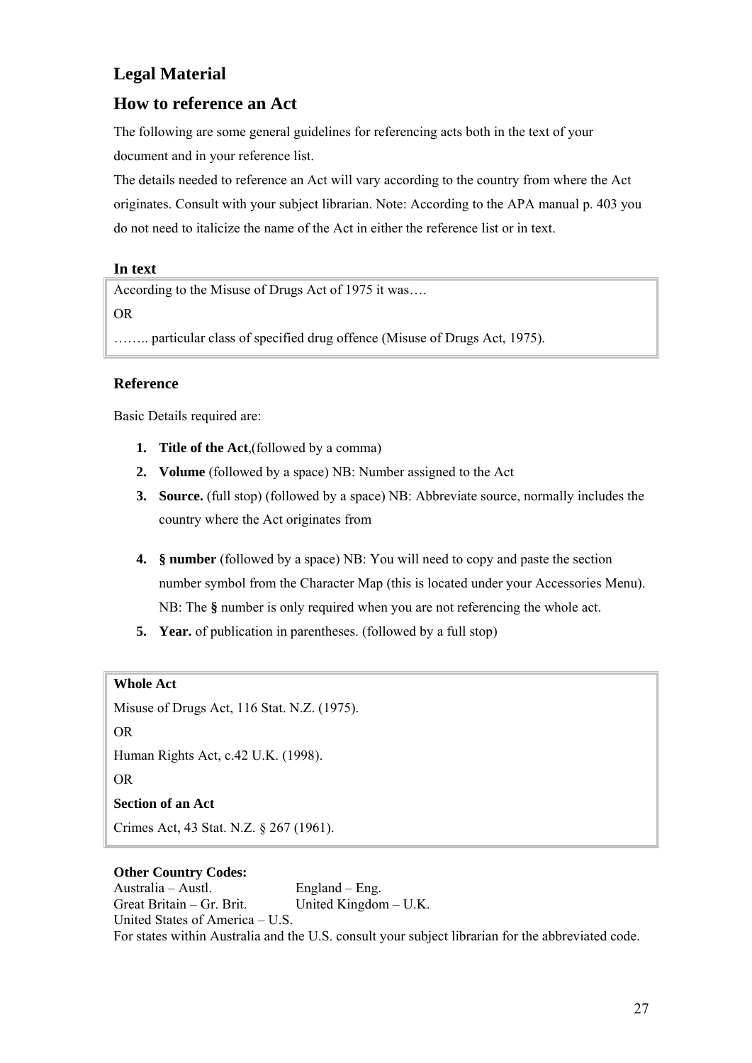## Legal Material

## How to reference an Act

The following are some general guidelines for referencing acts both in the text of your document and in your reference list.

The details needed to reference an Act will vary according to the country from where the Act originates. Consult with your subject librarian. Note: According to the APA manual p. 403 you do not need to italicize the name of the Act in either the reference list or in text.

### In text

According to the Misuse of Drugs Act of 1975 it was….

OR

…….. particular class of specified drug offence (Misuse of Drugs Act, 1975).

### Reference

Basic Details required are:

1. **Title of the Act**,(followed by a comma)
2. **Volume** (followed by a space) NB: Number assigned to the Act
3. **Source.** (full stop) (followed by a space) NB: Abbreviate source, normally includes the country where the Act originates from
4. **§ number** (followed by a space) NB: You will need to copy and paste the section number symbol from the Character Map (this is located under your Accessories Menu). NB: The **§** number is only required when you are not referencing the whole act.
5. **Year.** of publication in parentheses. (followed by a full stop)

**Whole Act**

Misuse of Drugs Act, 116 Stat. N.Z. (1975).

OR

Human Rights Act, c.42 U.K. (1998).

OR

**Section of an Act**

Crimes Act, 43 Stat. N.Z. § 267 (1961).

**Other Country Codes:**

Australia – Austl. England – Eng.
Great Britain – Gr. Brit. United Kingdom – U.K.
United States of America – U.S.

For states within Australia and the U.S. consult your subject librarian for the abbreviated code.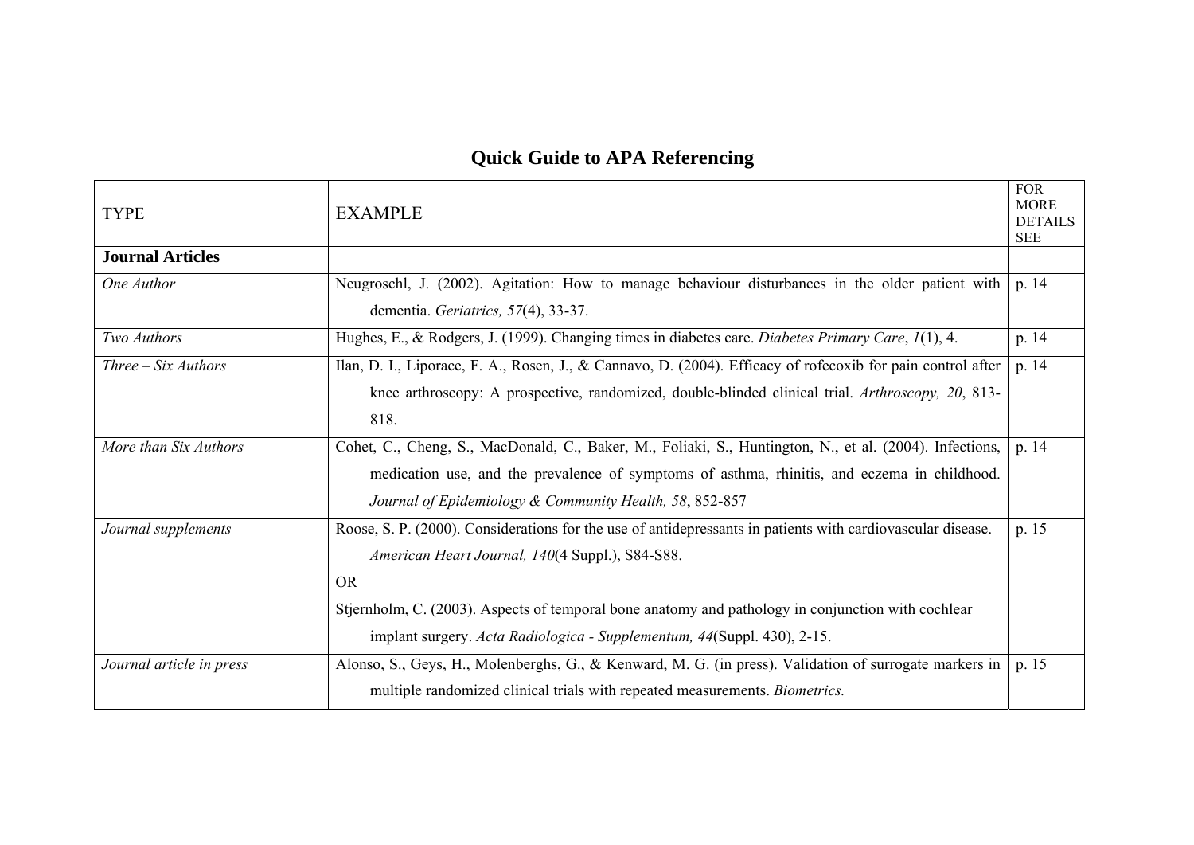# Quick Guide to APA Referencing

| TYPE | EXAMPLE | FOR MORE DETAILS SEE |
|---|---|---|
| **Journal Articles** | | |
| *One Author* | Neugroschl, J. (2002). Agitation: How to manage behaviour disturbances in the older patient with dementia. *Geriatrics, 57*(4), 33-37. | p. 14 |
| *Two Authors* | Hughes, E., & Rodgers, J. (1999). Changing times in diabetes care. *Diabetes Primary Care*, *1*(1), 4. | p. 14 |
| *Three – Six Authors* | Ilan, D. I., Liporace, F. A., Rosen, J., & Cannavo, D. (2004). Efficacy of rofecoxib for pain control after knee arthroscopy: A prospective, randomized, double-blinded clinical trial. *Arthroscopy, 20*, 813-818. | p. 14 |
| *More than Six Authors* | Cohet, C., Cheng, S., MacDonald, C., Baker, M., Foliaki, S., Huntington, N., et al. (2004). Infections, medication use, and the prevalence of symptoms of asthma, rhinitis, and eczema in childhood. *Journal of Epidemiology & Community Health, 58*, 852-857 | p. 14 |
| *Journal supplements* | Roose, S. P. (2000). Considerations for the use of antidepressants in patients with cardiovascular disease. *American Heart Journal, 140*(4 Suppl.), S84-S88.<br>OR<br>Stjernholm, C. (2003). Aspects of temporal bone anatomy and pathology in conjunction with cochlear implant surgery. *Acta Radiologica - Supplementum, 44*(Suppl. 430), 2-15. | p. 15 |
| *Journal article in press* | Alonso, S., Geys, H., Molenberghs, G., & Kenward, M. G. (in press). Validation of surrogate markers in multiple randomized clinical trials with repeated measurements. *Biometrics.* | p. 15 |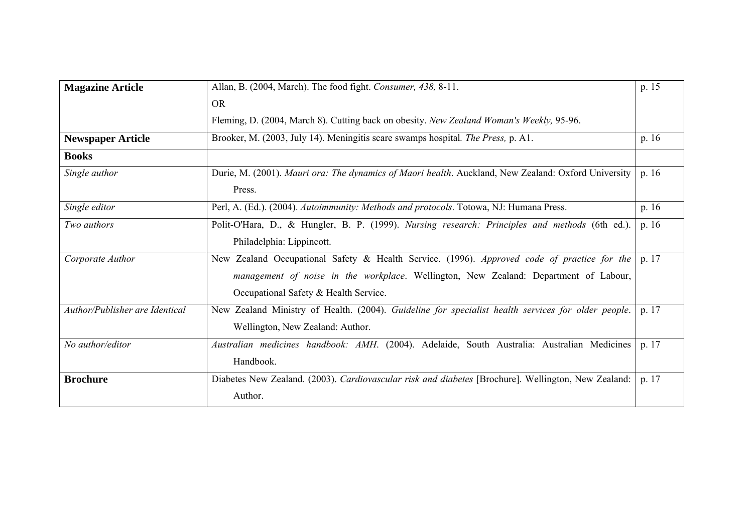| | | |
|---|---|---|
| **Magazine Article** | Allan, B. (2004, March). The food fight. *Consumer, 438,* 8-11.<br>OR<br>Fleming, D. (2004, March 8). Cutting back on obesity. *New Zealand Woman's Weekly,* 95-96. | p. 15 |
| **Newspaper Article** | Brooker, M. (2003, July 14). Meningitis scare swamps hospital*. The Press,* p. A1. | p. 16 |
| **Books** | | |
| *Single author* | Durie, M. (2001). *Mauri ora: The dynamics of Maori health*. Auckland, New Zealand: Oxford University Press. | p. 16 |
| *Single editor* | Perl, A. (Ed.). (2004). *Autoimmunity: Methods and protocols*. Totowa, NJ: Humana Press. | p. 16 |
| *Two authors* | Polit-O'Hara, D., & Hungler, B. P. (1999). *Nursing research: Principles and methods* (6th ed.). Philadelphia: Lippincott. | p. 16 |
| *Corporate Author* | New Zealand Occupational Safety & Health Service. (1996). *Approved code of practice for the management of noise in the workplace*. Wellington, New Zealand: Department of Labour, Occupational Safety & Health Service. | p. 17 |
| *Author/Publisher are Identical* | New Zealand Ministry of Health. (2004). *Guideline for specialist health services for older people*. Wellington, New Zealand: Author. | p. 17 |
| *No author/editor* | *Australian medicines handbook: AMH*. (2004). Adelaide, South Australia: Australian Medicines Handbook. | p. 17 |
| **Brochure** | Diabetes New Zealand. (2003). *Cardiovascular risk and diabetes* [Brochure]. Wellington, New Zealand: Author. | p. 17 |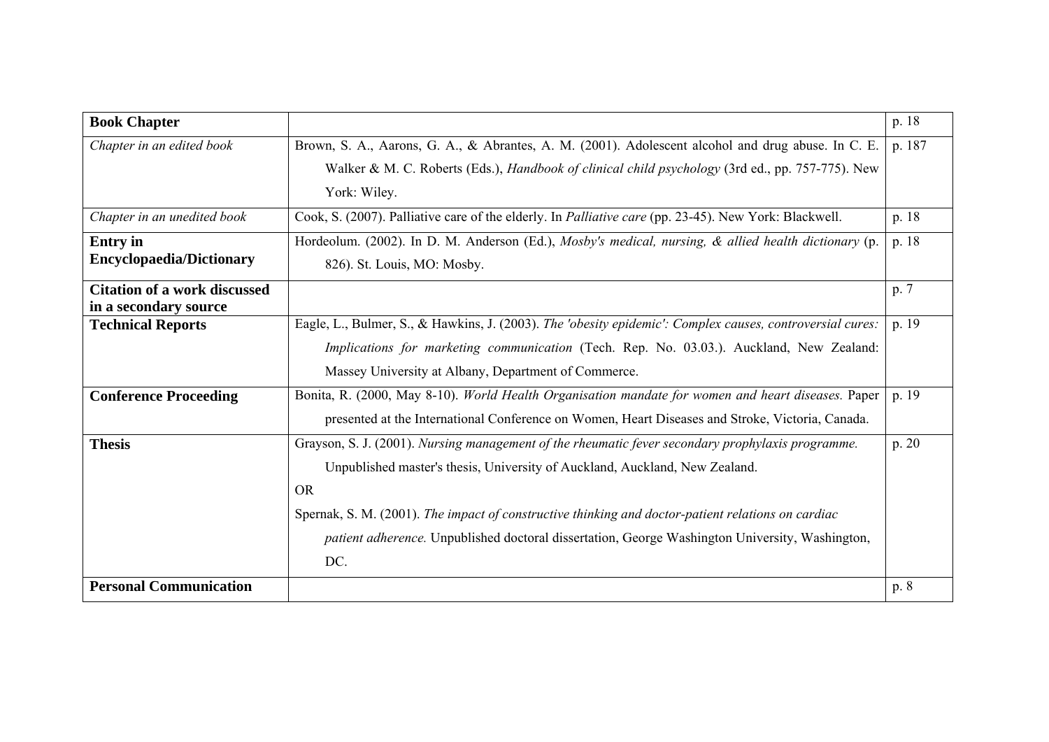| | | |
|---|---|---|
| **Book Chapter** | | p. 18 |
| *Chapter in an edited book* | Brown, S. A., Aarons, G. A., & Abrantes, A. M. (2001). Adolescent alcohol and drug abuse. In C. E. Walker & M. C. Roberts (Eds.), *Handbook of clinical child psychology* (3rd ed., pp. 757-775). New York: Wiley. | p. 187 |
| *Chapter in an unedited book* | Cook, S. (2007). Palliative care of the elderly. In *Palliative care* (pp. 23-45). New York: Blackwell. | p. 18 |
| **Entry in Encyclopaedia/Dictionary** | Hordeolum. (2002). In D. M. Anderson (Ed.), *Mosby's medical, nursing, & allied health dictionary* (p. 826). St. Louis, MO: Mosby. | p. 18 |
| **Citation of a work discussed in a secondary source** | | p. 7 |
| **Technical Reports** | Eagle, L., Bulmer, S., & Hawkins, J. (2003). *The 'obesity epidemic': Complex causes, controversial cures: Implications for marketing communication* (Tech. Rep. No. 03.03.). Auckland, New Zealand: Massey University at Albany, Department of Commerce. | p. 19 |
| **Conference Proceeding** | Bonita, R. (2000, May 8-10). *World Health Organisation mandate for women and heart diseases.* Paper presented at the International Conference on Women, Heart Diseases and Stroke, Victoria, Canada. | p. 19 |
| **Thesis** | Grayson, S. J. (2001). *Nursing management of the rheumatic fever secondary prophylaxis programme.* Unpublished master's thesis, University of Auckland, Auckland, New Zealand.<br>OR<br>Spernak, S. M. (2001). *The impact of constructive thinking and doctor-patient relations on cardiac patient adherence.* Unpublished doctoral dissertation, George Washington University, Washington, DC. | p. 20 |
| **Personal Communication** | | p. 8 |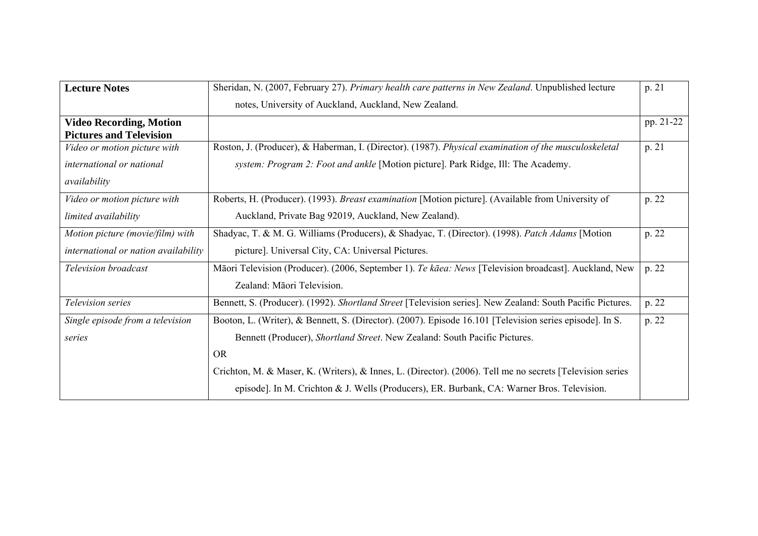| **Lecture Notes** | Sheridan, N. (2007, February 27). *Primary health care patterns in New Zealand*. Unpublished lecture notes, University of Auckland, Auckland, New Zealand. | p. 21 |
|---|---|---|
| **Video Recording, Motion Pictures and Television** | | pp. 21-22 |
| *Video or motion picture with international or national availability* | Roston, J. (Producer), & Haberman, I. (Director). (1987). *Physical examination of the musculoskeletal system: Program 2: Foot and ankle* [Motion picture]. Park Ridge, Ill: The Academy. | p. 21 |
| *Video or motion picture with limited availability* | Roberts, H. (Producer). (1993). *Breast examination* [Motion picture]. (Available from University of Auckland, Private Bag 92019, Auckland, New Zealand). | p. 22 |
| *Motion picture (movie/film) with international or nation availability* | Shadyac, T. & M. G. Williams (Producers), & Shadyac, T. (Director). (1998). *Patch Adams* [Motion picture]. Universal City, CA: Universal Pictures. | p. 22 |
| *Television broadcast* | Māori Television (Producer). (2006, September 1). *Te kāea: News* [Television broadcast]. Auckland, New Zealand: Māori Television. | p. 22 |
| *Television series* | Bennett, S. (Producer). (1992). *Shortland Street* [Television series]. New Zealand: South Pacific Pictures. | p. 22 |
| *Single episode from a television series* | Booton, L. (Writer), & Bennett, S. (Director). (2007). Episode 16.101 [Television series episode]. In S. Bennett (Producer), *Shortland Street*. New Zealand: South Pacific Pictures.<br>OR<br>Crichton, M. & Maser, K. (Writers), & Innes, L. (Director). (2006). Tell me no secrets [Television series episode]. In M. Crichton & J. Wells (Producers), ER. Burbank, CA: Warner Bros. Television. | p. 22 |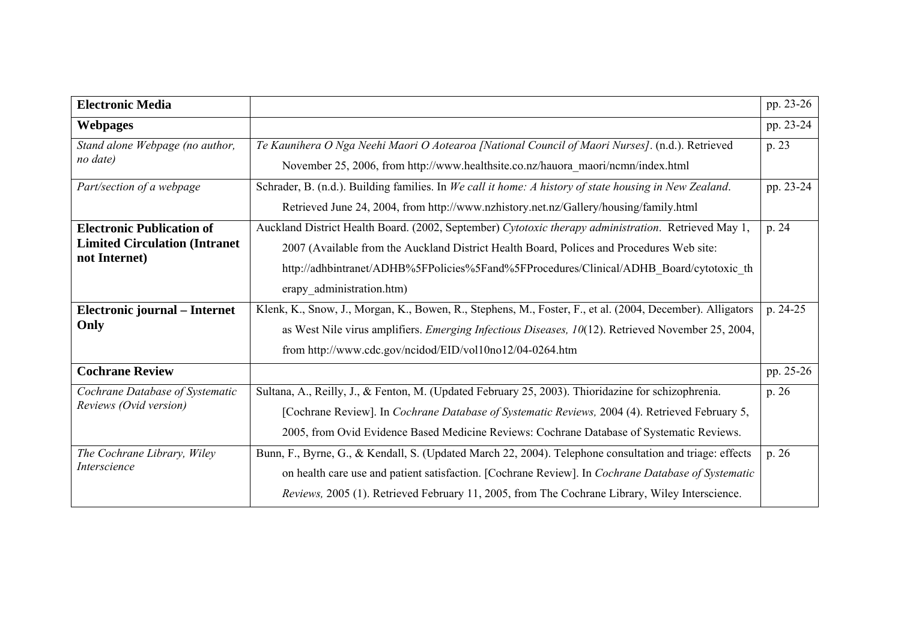| **Electronic Media** | | pp. 23-26 |
|---|---|---|
| **Webpages** | | pp. 23-24 |
| *Stand alone Webpage (no author, no date)* | *Te Kaunihera O Nga Neehi Maori O Aotearoa [National Council of Maori Nurses]*. (n.d.). Retrieved November 25, 2006, from http://www.healthsite.co.nz/hauora_maori/ncmn/index.html | p. 23 |
| *Part/section of a webpage* | Schrader, B. (n.d.). Building families. In *We call it home: A history of state housing in New Zealand*. Retrieved June 24, 2004, from http://www.nzhistory.net.nz/Gallery/housing/family.html | pp. 23-24 |
| **Electronic Publication of Limited Circulation (Intranet not Internet)** | Auckland District Health Board. (2002, September) *Cytotoxic therapy administration*. Retrieved May 1, 2007 (Available from the Auckland District Health Board, Polices and Procedures Web site: http://adhbintranet/ADHB%5FPolicies%5Fand%5FProcedures/Clinical/ADHB_Board/cytotoxic_therapy_administration.htm) | p. 24 |
| **Electronic journal – Internet Only** | Klenk, K., Snow, J., Morgan, K., Bowen, R., Stephens, M., Foster, F., et al. (2004, December). Alligators as West Nile virus amplifiers. *Emerging Infectious Diseases, 10*(12). Retrieved November 25, 2004, from http://www.cdc.gov/ncidod/EID/vol10no12/04-0264.htm | p. 24-25 |
| **Cochrane Review** | | pp. 25-26 |
| *Cochrane Database of Systematic Reviews (Ovid version)* | Sultana, A., Reilly, J., & Fenton, M. (Updated February 25, 2003). Thioridazine for schizophrenia. [Cochrane Review]. In *Cochrane Database of Systematic Reviews,* 2004 (4). Retrieved February 5, 2005, from Ovid Evidence Based Medicine Reviews: Cochrane Database of Systematic Reviews. | p. 26 |
| *The Cochrane Library, Wiley Interscience* | Bunn, F., Byrne, G., & Kendall, S. (Updated March 22, 2004). Telephone consultation and triage: effects on health care use and patient satisfaction. [Cochrane Review]. In *Cochrane Database of Systematic Reviews,* 2005 (1). Retrieved February 11, 2005, from The Cochrane Library, Wiley Interscience. | p. 26 |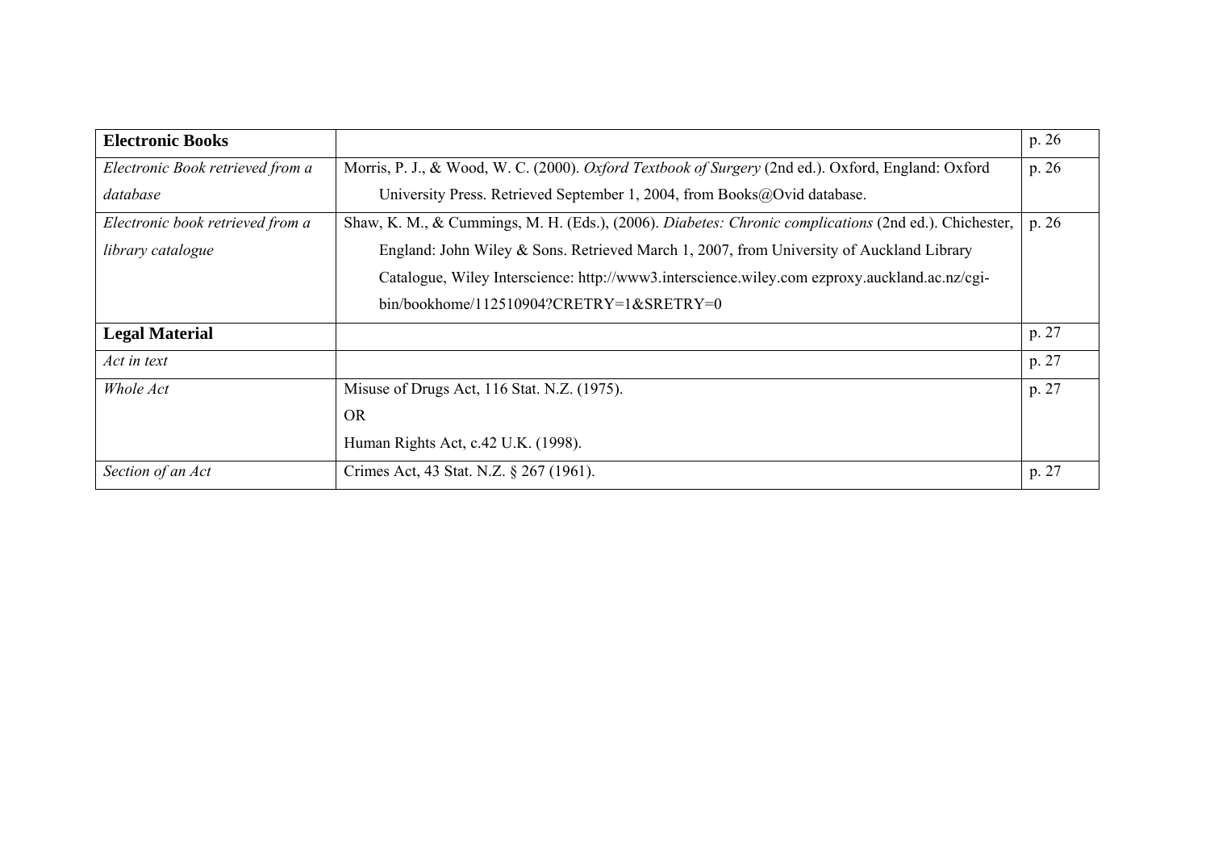| | | |
|---|---|---|
| **Electronic Books** | | p. 26 |
| *Electronic Book retrieved from a database* | Morris, P. J., & Wood, W. C. (2000). *Oxford Textbook of Surgery* (2nd ed.). Oxford, England: Oxford University Press. Retrieved September 1, 2004, from Books@Ovid database. | p. 26 |
| *Electronic book retrieved from a library catalogue* | Shaw, K. M., & Cummings, M. H. (Eds.), (2006). *Diabetes: Chronic complications* (2nd ed.). Chichester, England: John Wiley & Sons. Retrieved March 1, 2007, from University of Auckland Library Catalogue, Wiley Interscience: http://www3.interscience.wiley.com ezproxy.auckland.ac.nz/cgi-bin/bookhome/112510904?CRETRY=1&SRETRY=0 | p. 26 |
| **Legal Material** | | p. 27 |
| *Act in text* | | p. 27 |
| *Whole Act* | Misuse of Drugs Act, 116 Stat. N.Z. (1975). OR Human Rights Act, c.42 U.K. (1998). | p. 27 |
| *Section of an Act* | Crimes Act, 43 Stat. N.Z. § 267 (1961). | p. 27 |